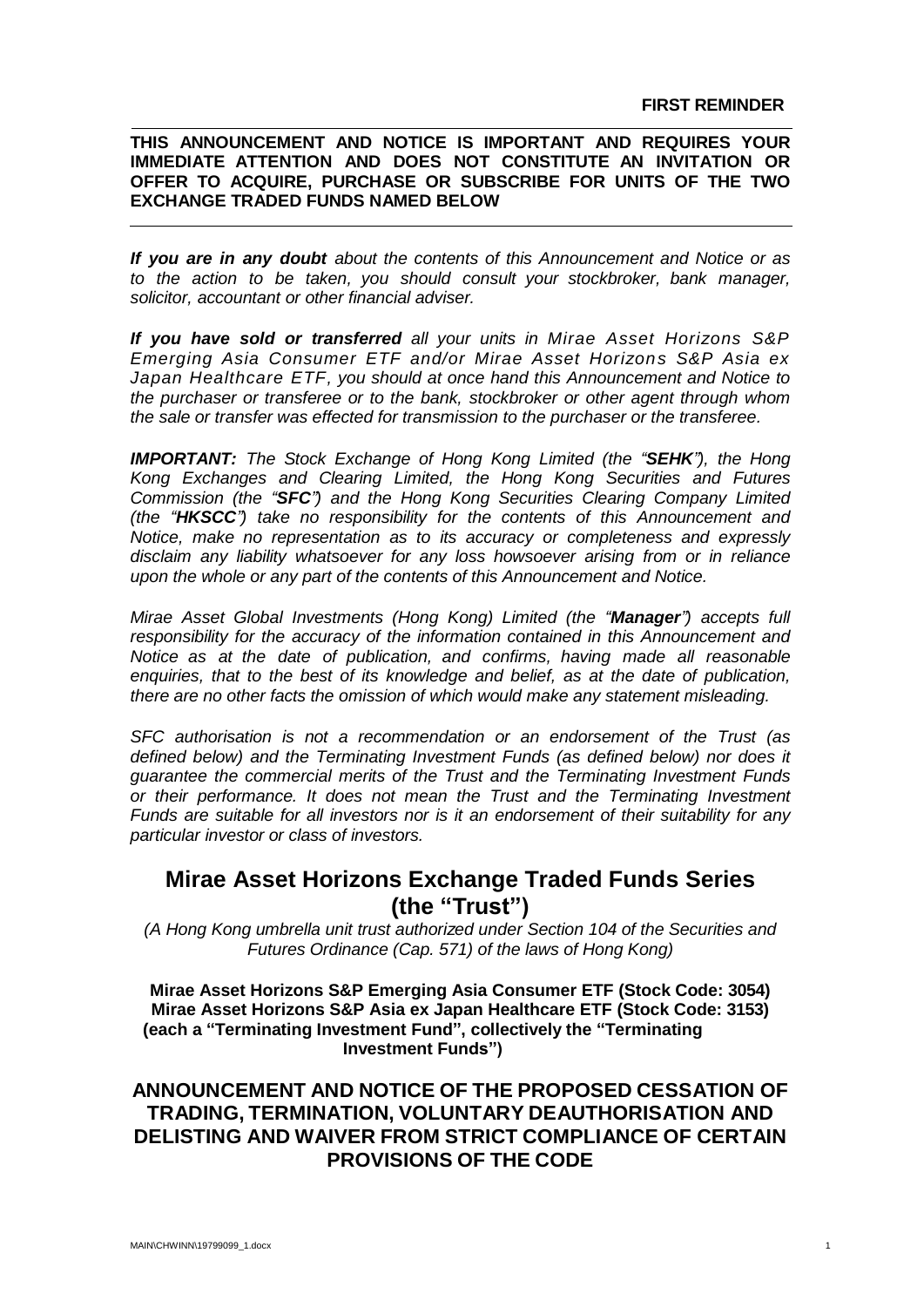**FIRST REMINDER**

**THIS ANNOUNCEMENT AND NOTICE IS IMPORTANT AND REQUIRES YOUR IMMEDIATE ATTENTION AND DOES NOT CONSTITUTE AN INVITATION OR OFFER TO ACQUIRE, PURCHASE OR SUBSCRIBE FOR UNITS OF THE TWO EXCHANGE TRADED FUNDS NAMED BELOW**

***If you are in any doubt*** *about the contents of this Announcement and Notice or as to the action to be taken, you should consult your stockbroker, bank manager, solicitor, accountant or other financial adviser.*

***If you have sold or transferred*** *all your units in Mirae Asset Horizons S&P Emerging Asia Consumer ETF and/or Mirae Asset Horizons S&P Asia ex Japan Healthcare ETF, you should at once hand this Announcement and Notice to the purchaser or transferee or to the bank, stockbroker or other agent through whom the sale or transfer was effected for transmission to the purchaser or the transferee.*

***IMPORTANT:*** *The Stock Exchange of Hong Kong Limited (the "**SEHK**"), the Hong Kong Exchanges and Clearing Limited, the Hong Kong Securities and Futures Commission (the "**SFC**") and the Hong Kong Securities Clearing Company Limited (the "**HKSCC**") take no responsibility for the contents of this Announcement and Notice, make no representation as to its accuracy or completeness and expressly disclaim any liability whatsoever for any loss howsoever arising from or in reliance upon the whole or any part of the contents of this Announcement and Notice.*

*Mirae Asset Global Investments (Hong Kong) Limited (the "**Manager**") accepts full responsibility for the accuracy of the information contained in this Announcement and Notice as at the date of publication, and confirms, having made all reasonable enquiries, that to the best of its knowledge and belief, as at the date of publication, there are no other facts the omission of which would make any statement misleading.*

*SFC authorisation is not a recommendation or an endorsement of the Trust (as defined below) and the Terminating Investment Funds (as defined below) nor does it guarantee the commercial merits of the Trust and the Terminating Investment Funds or their performance. It does not mean the Trust and the Terminating Investment Funds are suitable for all investors nor is it an endorsement of their suitability for any particular investor or class of investors.*

# Mirae Asset Horizons Exchange Traded Funds Series (the "Trust")

*(A Hong Kong umbrella unit trust authorized under Section 104 of the Securities and Futures Ordinance (Cap. 571) of the laws of Hong Kong)*

**Mirae Asset Horizons S&P Emerging Asia Consumer ETF (Stock Code: 3054)**
**Mirae Asset Horizons S&P Asia ex Japan Healthcare ETF (Stock Code: 3153)**
**(each a "Terminating Investment Fund", collectively the "Terminating Investment Funds")**

## ANNOUNCEMENT AND NOTICE OF THE PROPOSED CESSATION OF TRADING, TERMINATION, VOLUNTARY DEAUTHORISATION AND DELISTING AND WAIVER FROM STRICT COMPLIANCE OF CERTAIN PROVISIONS OF THE CODE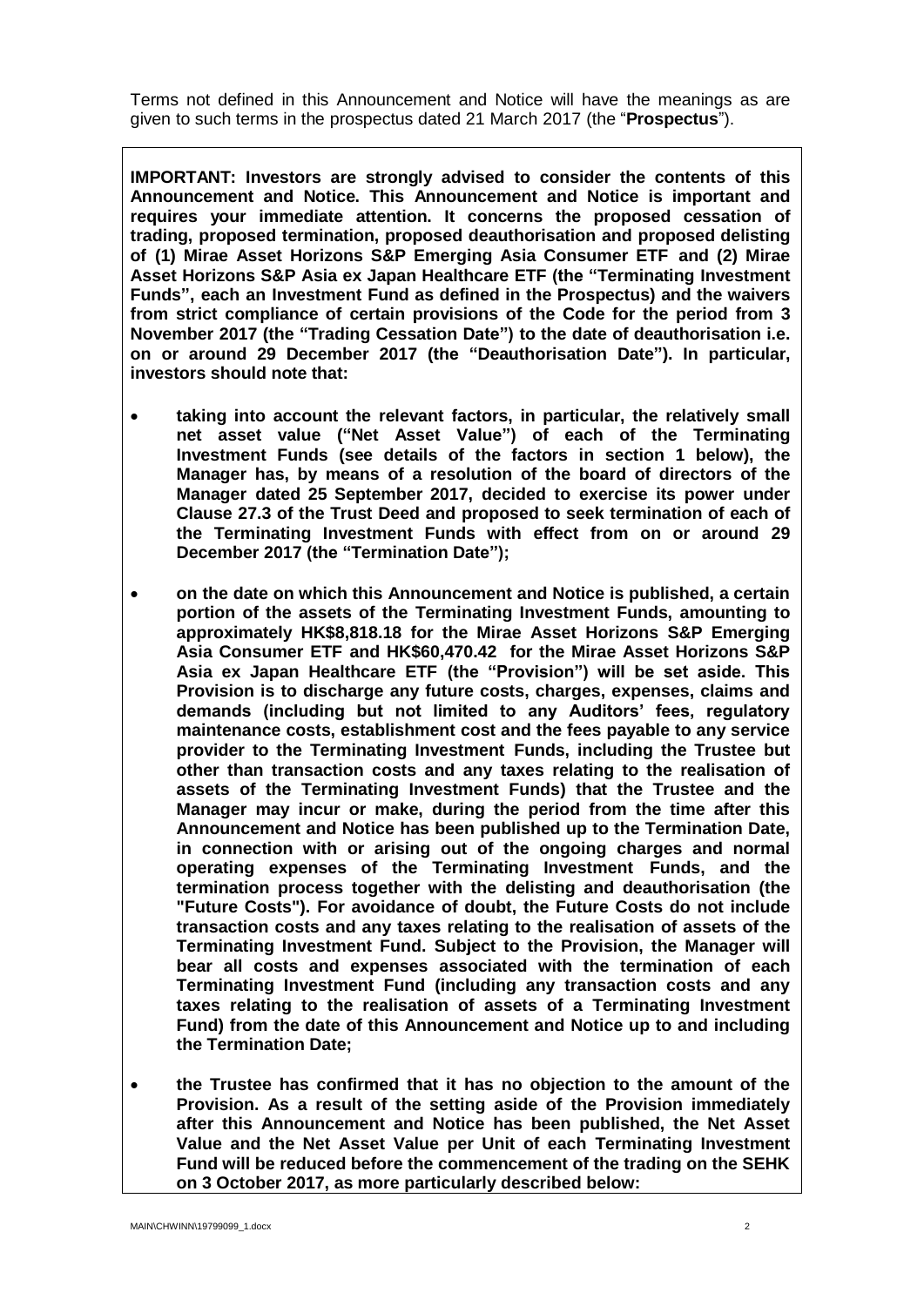Terms not defined in this Announcement and Notice will have the meanings as are given to such terms in the prospectus dated 21 March 2017 (the "**Prospectus**").

**IMPORTANT: Investors are strongly advised to consider the contents of this Announcement and Notice. This Announcement and Notice is important and requires your immediate attention. It concerns the proposed cessation of trading, proposed termination, proposed deauthorisation and proposed delisting of (1) Mirae Asset Horizons S&P Emerging Asia Consumer ETF and (2) Mirae Asset Horizons S&P Asia ex Japan Healthcare ETF (the "Terminating Investment Funds", each an Investment Fund as defined in the Prospectus) and the waivers from strict compliance of certain provisions of the Code for the period from 3 November 2017 (the "Trading Cessation Date") to the date of deauthorisation i.e. on or around 29 December 2017 (the "Deauthorisation Date"). In particular, investors should note that:**

- **taking into account the relevant factors, in particular, the relatively small net asset value ("Net Asset Value") of each of the Terminating Investment Funds (see details of the factors in section 1 below), the Manager has, by means of a resolution of the board of directors of the Manager dated 25 September 2017, decided to exercise its power under Clause 27.3 of the Trust Deed and proposed to seek termination of each of the Terminating Investment Funds with effect from on or around 29 December 2017 (the "Termination Date");**

- **on the date on which this Announcement and Notice is published, a certain portion of the assets of the Terminating Investment Funds, amounting to approximately HK$8,818.18 for the Mirae Asset Horizons S&P Emerging Asia Consumer ETF and HK$60,470.42 for the Mirae Asset Horizons S&P Asia ex Japan Healthcare ETF (the "Provision") will be set aside. This Provision is to discharge any future costs, charges, expenses, claims and demands (including but not limited to any Auditors' fees, regulatory maintenance costs, establishment cost and the fees payable to any service provider to the Terminating Investment Funds, including the Trustee but other than transaction costs and any taxes relating to the realisation of assets of the Terminating Investment Funds) that the Trustee and the Manager may incur or make, during the period from the time after this Announcement and Notice has been published up to the Termination Date, in connection with or arising out of the ongoing charges and normal operating expenses of the Terminating Investment Funds, and the termination process together with the delisting and deauthorisation (the "Future Costs"). For avoidance of doubt, the Future Costs do not include transaction costs and any taxes relating to the realisation of assets of the Terminating Investment Fund. Subject to the Provision, the Manager will bear all costs and expenses associated with the termination of each Terminating Investment Fund (including any transaction costs and any taxes relating to the realisation of assets of a Terminating Investment Fund) from the date of this Announcement and Notice up to and including the Termination Date;**

- **the Trustee has confirmed that it has no objection to the amount of the Provision. As a result of the setting aside of the Provision immediately after this Announcement and Notice has been published, the Net Asset Value and the Net Asset Value per Unit of each Terminating Investment Fund will be reduced before the commencement of the trading on the SEHK on 3 October 2017, as more particularly described below:**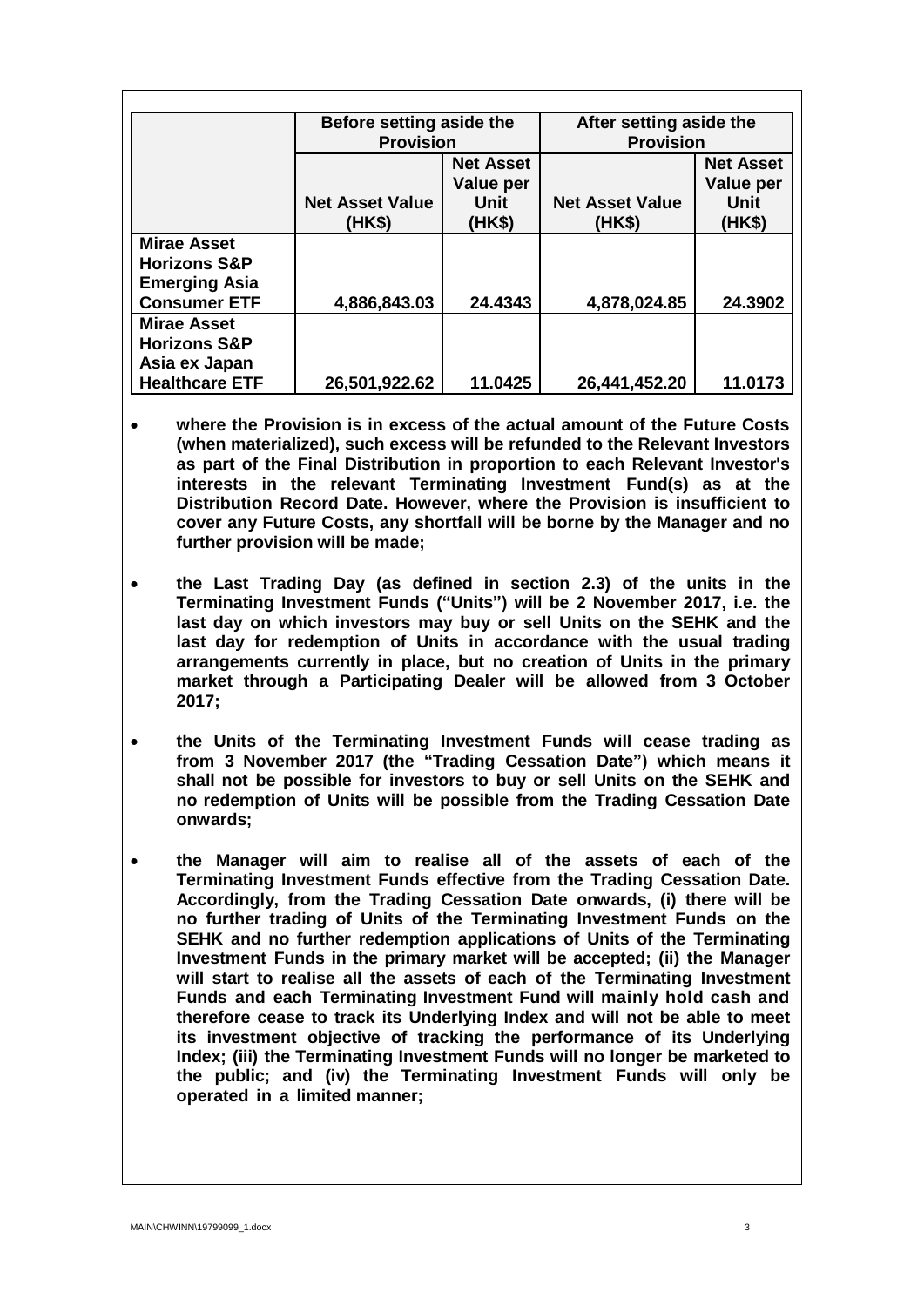| | **Before setting aside the Provision** | | **After setting aside the Provision** | |
|---|---|---|---|---|
| | **Net Asset Value (HK$)** | **Net Asset Value per Unit (HK$)** | **Net Asset Value (HK$)** | **Net Asset Value per Unit (HK$)** |
| **Mirae Asset Horizons S&P Emerging Asia Consumer ETF** | **4,886,843.03** | **24.4343** | **4,878,024.85** | **24.3902** |
| **Mirae Asset Horizons S&P Asia ex Japan Healthcare ETF** | **26,501,922.62** | **11.0425** | **26,441,452.20** | **11.0173** |

- **where the Provision is in excess of the actual amount of the Future Costs (when materialized), such excess will be refunded to the Relevant Investors as part of the Final Distribution in proportion to each Relevant Investor's interests in the relevant Terminating Investment Fund(s) as at the Distribution Record Date. However, where the Provision is insufficient to cover any Future Costs, any shortfall will be borne by the Manager and no further provision will be made;**

- **the Last Trading Day (as defined in section 2.3) of the units in the Terminating Investment Funds ("Units") will be 2 November 2017, i.e. the last day on which investors may buy or sell Units on the SEHK and the last day for redemption of Units in accordance with the usual trading arrangements currently in place, but no creation of Units in the primary market through a Participating Dealer will be allowed from 3 October 2017;**

- **the Units of the Terminating Investment Funds will cease trading as from 3 November 2017 (the "Trading Cessation Date") which means it shall not be possible for investors to buy or sell Units on the SEHK and no redemption of Units will be possible from the Trading Cessation Date onwards;**

- **the Manager will aim to realise all of the assets of each of the Terminating Investment Funds effective from the Trading Cessation Date. Accordingly, from the Trading Cessation Date onwards, (i) there will be no further trading of Units of the Terminating Investment Funds on the SEHK and no further redemption applications of Units of the Terminating Investment Funds in the primary market will be accepted; (ii) the Manager will start to realise all the assets of each of the Terminating Investment Funds and each Terminating Investment Fund will mainly hold cash and therefore cease to track its Underlying Index and will not be able to meet its investment objective of tracking the performance of its Underlying Index; (iii) the Terminating Investment Funds will no longer be marketed to the public; and (iv) the Terminating Investment Funds will only be operated in a limited manner;**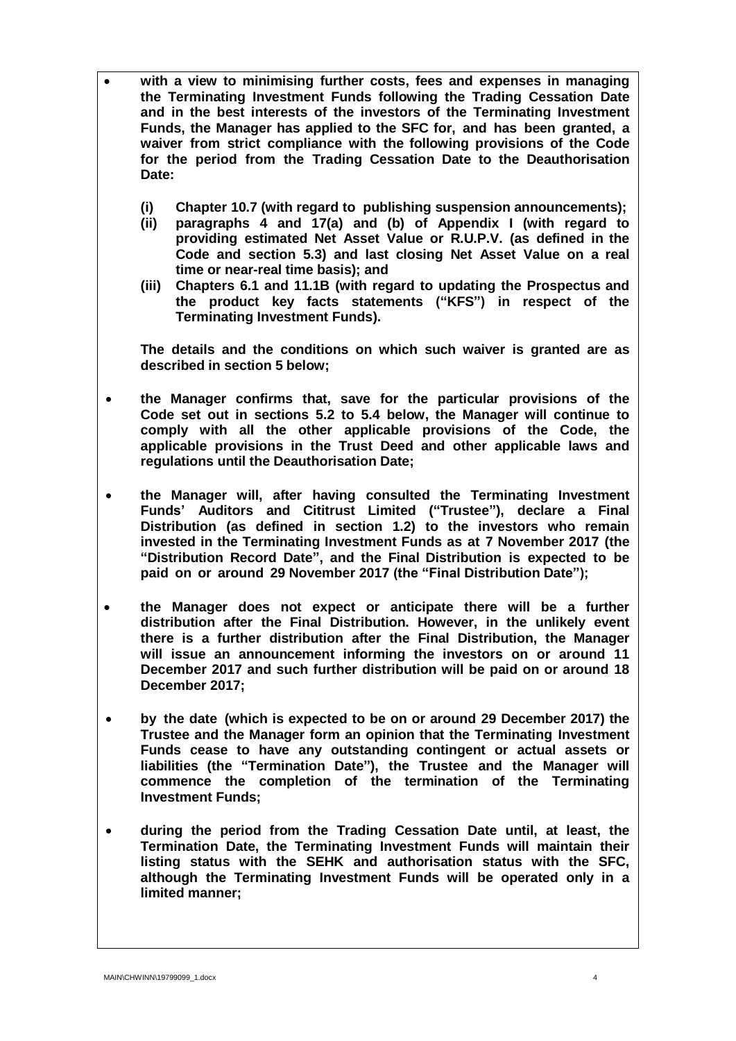- **with a view to minimising further costs, fees and expenses in managing the Terminating Investment Funds following the Trading Cessation Date and in the best interests of the investors of the Terminating Investment Funds, the Manager has applied to the SFC for, and has been granted, a waiver from strict compliance with the following provisions of the Code for the period from the Trading Cessation Date to the Deauthorisation Date:**

  **(i) Chapter 10.7 (with regard to publishing suspension announcements);**
  **(ii) paragraphs 4 and 17(a) and (b) of Appendix I (with regard to providing estimated Net Asset Value or R.U.P.V. (as defined in the Code and section 5.3) and last closing Net Asset Value on a real time or near-real time basis); and**
  **(iii) Chapters 6.1 and 11.1B (with regard to updating the Prospectus and the product key facts statements ("KFS") in respect of the Terminating Investment Funds).**

  **The details and the conditions on which such waiver is granted are as described in section 5 below;**

- **the Manager confirms that, save for the particular provisions of the Code set out in sections 5.2 to 5.4 below, the Manager will continue to comply with all the other applicable provisions of the Code, the applicable provisions in the Trust Deed and other applicable laws and regulations until the Deauthorisation Date;**

- **the Manager will, after having consulted the Terminating Investment Funds' Auditors and Cititrust Limited ("Trustee"), declare a Final Distribution (as defined in section 1.2) to the investors who remain invested in the Terminating Investment Funds as at 7 November 2017 (the "Distribution Record Date", and the Final Distribution is expected to be paid on or around 29 November 2017 (the "Final Distribution Date");**

- **the Manager does not expect or anticipate there will be a further distribution after the Final Distribution. However, in the unlikely event there is a further distribution after the Final Distribution, the Manager will issue an announcement informing the investors on or around 11 December 2017 and such further distribution will be paid on or around 18 December 2017;**

- **by the date (which is expected to be on or around 29 December 2017) the Trustee and the Manager form an opinion that the Terminating Investment Funds cease to have any outstanding contingent or actual assets or liabilities (the "Termination Date"), the Trustee and the Manager will commence the completion of the termination of the Terminating Investment Funds;**

- **during the period from the Trading Cessation Date until, at least, the Termination Date, the Terminating Investment Funds will maintain their listing status with the SEHK and authorisation status with the SFC, although the Terminating Investment Funds will be operated only in a limited manner;**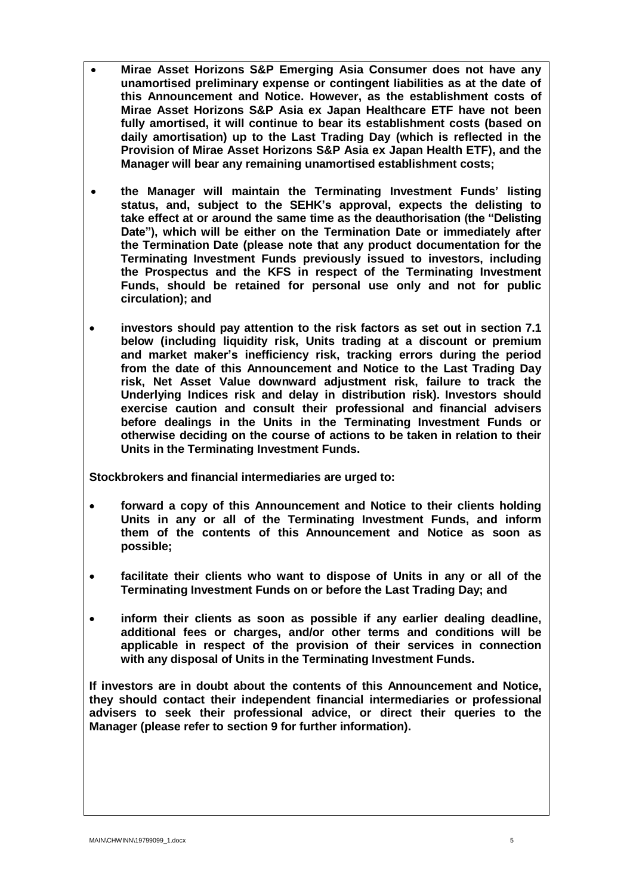- **Mirae Asset Horizons S&P Emerging Asia Consumer does not have any unamortised preliminary expense or contingent liabilities as at the date of this Announcement and Notice. However, as the establishment costs of Mirae Asset Horizons S&P Asia ex Japan Healthcare ETF have not been fully amortised, it will continue to bear its establishment costs (based on daily amortisation) up to the Last Trading Day (which is reflected in the Provision of Mirae Asset Horizons S&P Asia ex Japan Health ETF), and the Manager will bear any remaining unamortised establishment costs;**

- **the Manager will maintain the Terminating Investment Funds' listing status, and, subject to the SEHK's approval, expects the delisting to take effect at or around the same time as the deauthorisation (the "Delisting Date"), which will be either on the Termination Date or immediately after the Termination Date (please note that any product documentation for the Terminating Investment Funds previously issued to investors, including the Prospectus and the KFS in respect of the Terminating Investment Funds, should be retained for personal use only and not for public circulation); and**

- **investors should pay attention to the risk factors as set out in section 7.1 below (including liquidity risk, Units trading at a discount or premium and market maker's inefficiency risk, tracking errors during the period from the date of this Announcement and Notice to the Last Trading Day risk, Net Asset Value downward adjustment risk, failure to track the Underlying Indices risk and delay in distribution risk). Investors should exercise caution and consult their professional and financial advisers before dealings in the Units in the Terminating Investment Funds or otherwise deciding on the course of actions to be taken in relation to their Units in the Terminating Investment Funds.**

**Stockbrokers and financial intermediaries are urged to:**

- **forward a copy of this Announcement and Notice to their clients holding Units in any or all of the Terminating Investment Funds, and inform them of the contents of this Announcement and Notice as soon as possible;**

- **facilitate their clients who want to dispose of Units in any or all of the Terminating Investment Funds on or before the Last Trading Day; and**

- **inform their clients as soon as possible if any earlier dealing deadline, additional fees or charges, and/or other terms and conditions will be applicable in respect of the provision of their services in connection with any disposal of Units in the Terminating Investment Funds.**

**If investors are in doubt about the contents of this Announcement and Notice, they should contact their independent financial intermediaries or professional advisers to seek their professional advice, or direct their queries to the Manager (please refer to section 9 for further information).**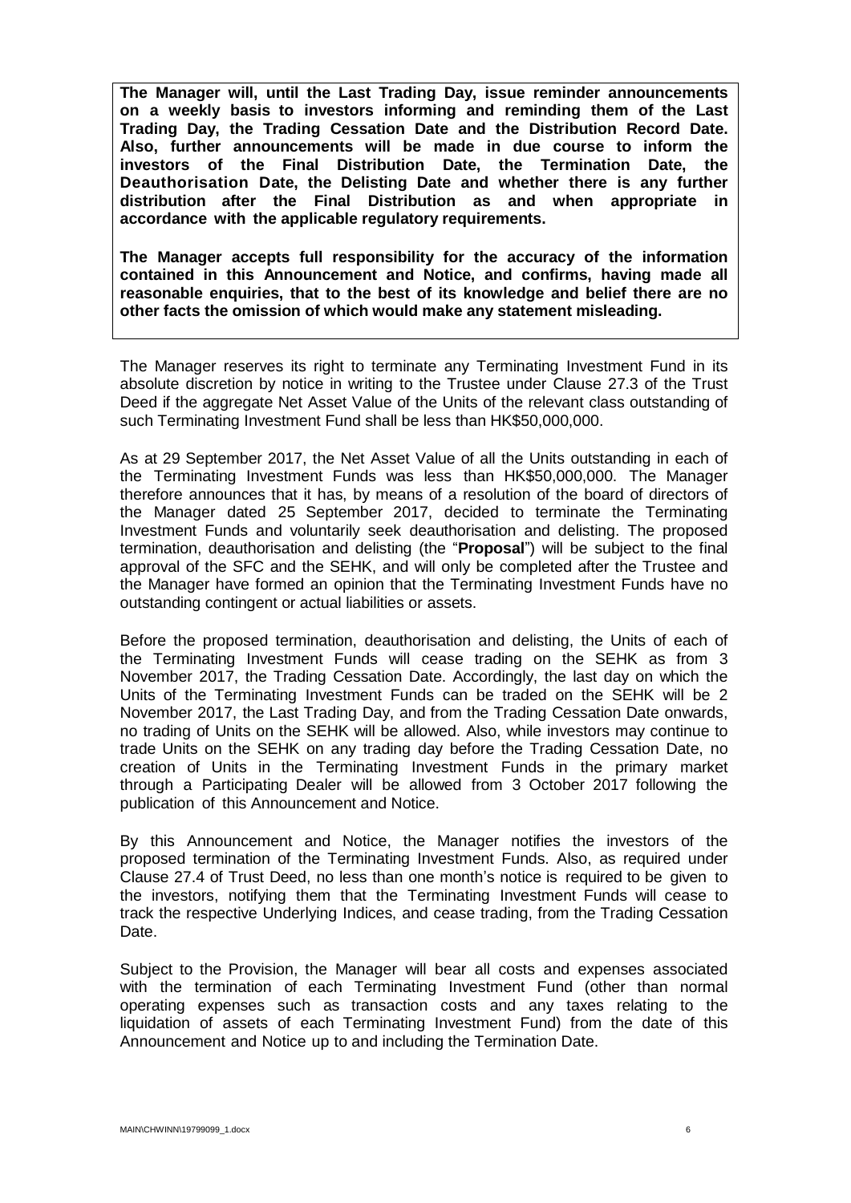**The Manager will, until the Last Trading Day, issue reminder announcements on a weekly basis to investors informing and reminding them of the Last Trading Day, the Trading Cessation Date and the Distribution Record Date. Also, further announcements will be made in due course to inform the investors of the Final Distribution Date, the Termination Date, the Deauthorisation Date, the Delisting Date and whether there is any further distribution after the Final Distribution as and when appropriate in accordance with the applicable regulatory requirements.**

**The Manager accepts full responsibility for the accuracy of the information contained in this Announcement and Notice, and confirms, having made all reasonable enquiries, that to the best of its knowledge and belief there are no other facts the omission of which would make any statement misleading.**

The Manager reserves its right to terminate any Terminating Investment Fund in its absolute discretion by notice in writing to the Trustee under Clause 27.3 of the Trust Deed if the aggregate Net Asset Value of the Units of the relevant class outstanding of such Terminating Investment Fund shall be less than HK$50,000,000.

As at 29 September 2017, the Net Asset Value of all the Units outstanding in each of the Terminating Investment Funds was less than HK$50,000,000. The Manager therefore announces that it has, by means of a resolution of the board of directors of the Manager dated 25 September 2017, decided to terminate the Terminating Investment Funds and voluntarily seek deauthorisation and delisting. The proposed termination, deauthorisation and delisting (the "**Proposal**") will be subject to the final approval of the SFC and the SEHK, and will only be completed after the Trustee and the Manager have formed an opinion that the Terminating Investment Funds have no outstanding contingent or actual liabilities or assets.

Before the proposed termination, deauthorisation and delisting, the Units of each of the Terminating Investment Funds will cease trading on the SEHK as from 3 November 2017, the Trading Cessation Date. Accordingly, the last day on which the Units of the Terminating Investment Funds can be traded on the SEHK will be 2 November 2017, the Last Trading Day, and from the Trading Cessation Date onwards, no trading of Units on the SEHK will be allowed. Also, while investors may continue to trade Units on the SEHK on any trading day before the Trading Cessation Date, no creation of Units in the Terminating Investment Funds in the primary market through a Participating Dealer will be allowed from 3 October 2017 following the publication of this Announcement and Notice.

By this Announcement and Notice, the Manager notifies the investors of the proposed termination of the Terminating Investment Funds. Also, as required under Clause 27.4 of Trust Deed, no less than one month's notice is required to be given to the investors, notifying them that the Terminating Investment Funds will cease to track the respective Underlying Indices, and cease trading, from the Trading Cessation Date.

Subject to the Provision, the Manager will bear all costs and expenses associated with the termination of each Terminating Investment Fund (other than normal operating expenses such as transaction costs and any taxes relating to the liquidation of assets of each Terminating Investment Fund) from the date of this Announcement and Notice up to and including the Termination Date.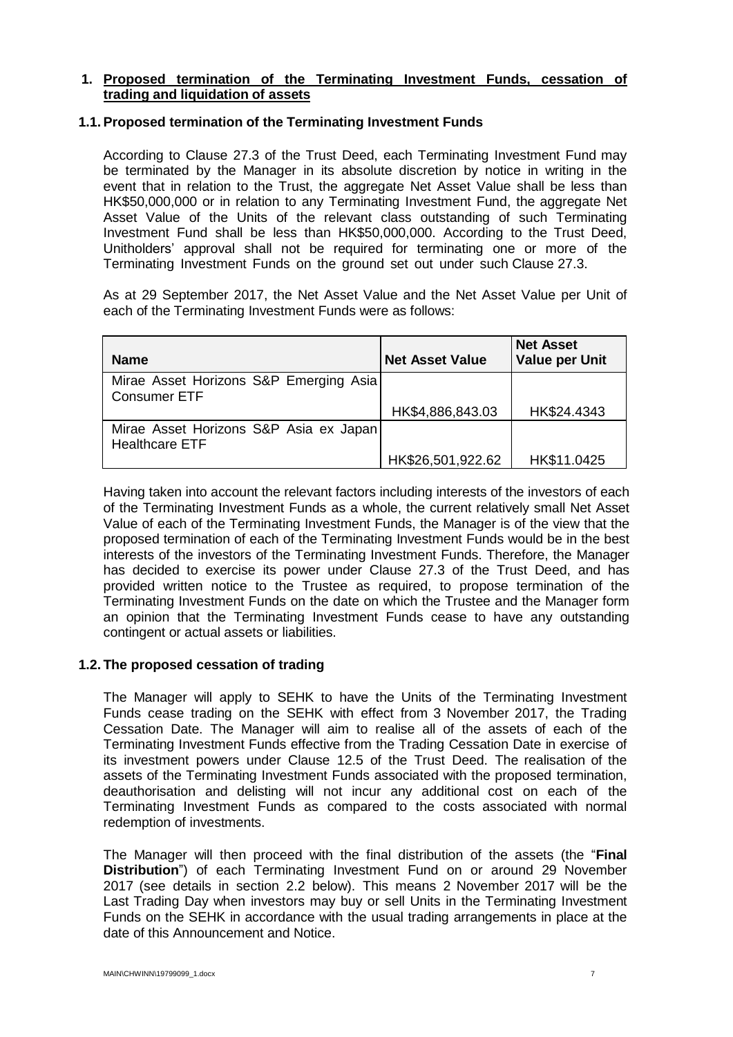## 1. Proposed termination of the Terminating Investment Funds, cessation of trading and liquidation of assets

### 1.1. Proposed termination of the Terminating Investment Funds

According to Clause 27.3 of the Trust Deed, each Terminating Investment Fund may be terminated by the Manager in its absolute discretion by notice in writing in the event that in relation to the Trust, the aggregate Net Asset Value shall be less than HK$50,000,000 or in relation to any Terminating Investment Fund, the aggregate Net Asset Value of the Units of the relevant class outstanding of such Terminating Investment Fund shall be less than HK$50,000,000. According to the Trust Deed, Unitholders' approval shall not be required for terminating one or more of the Terminating Investment Funds on the ground set out under such Clause 27.3.

As at 29 September 2017, the Net Asset Value and the Net Asset Value per Unit of each of the Terminating Investment Funds were as follows:

| Name | Net Asset Value | Net Asset Value per Unit |
|---|---|---|
| Mirae Asset Horizons S&P Emerging Asia Consumer ETF | HK$4,886,843.03 | HK$24.4343 |
| Mirae Asset Horizons S&P Asia ex Japan Healthcare ETF | HK$26,501,922.62 | HK$11.0425 |

Having taken into account the relevant factors including interests of the investors of each of the Terminating Investment Funds as a whole, the current relatively small Net Asset Value of each of the Terminating Investment Funds, the Manager is of the view that the proposed termination of each of the Terminating Investment Funds would be in the best interests of the investors of the Terminating Investment Funds. Therefore, the Manager has decided to exercise its power under Clause 27.3 of the Trust Deed, and has provided written notice to the Trustee as required, to propose termination of the Terminating Investment Funds on the date on which the Trustee and the Manager form an opinion that the Terminating Investment Funds cease to have any outstanding contingent or actual assets or liabilities.

### 1.2. The proposed cessation of trading

The Manager will apply to SEHK to have the Units of the Terminating Investment Funds cease trading on the SEHK with effect from 3 November 2017, the Trading Cessation Date. The Manager will aim to realise all of the assets of each of the Terminating Investment Funds effective from the Trading Cessation Date in exercise of its investment powers under Clause 12.5 of the Trust Deed. The realisation of the assets of the Terminating Investment Funds associated with the proposed termination, deauthorisation and delisting will not incur any additional cost on each of the Terminating Investment Funds as compared to the costs associated with normal redemption of investments.

The Manager will then proceed with the final distribution of the assets (the "**Final Distribution**") of each Terminating Investment Fund on or around 29 November 2017 (see details in section 2.2 below). This means 2 November 2017 will be the Last Trading Day when investors may buy or sell Units in the Terminating Investment Funds on the SEHK in accordance with the usual trading arrangements in place at the date of this Announcement and Notice.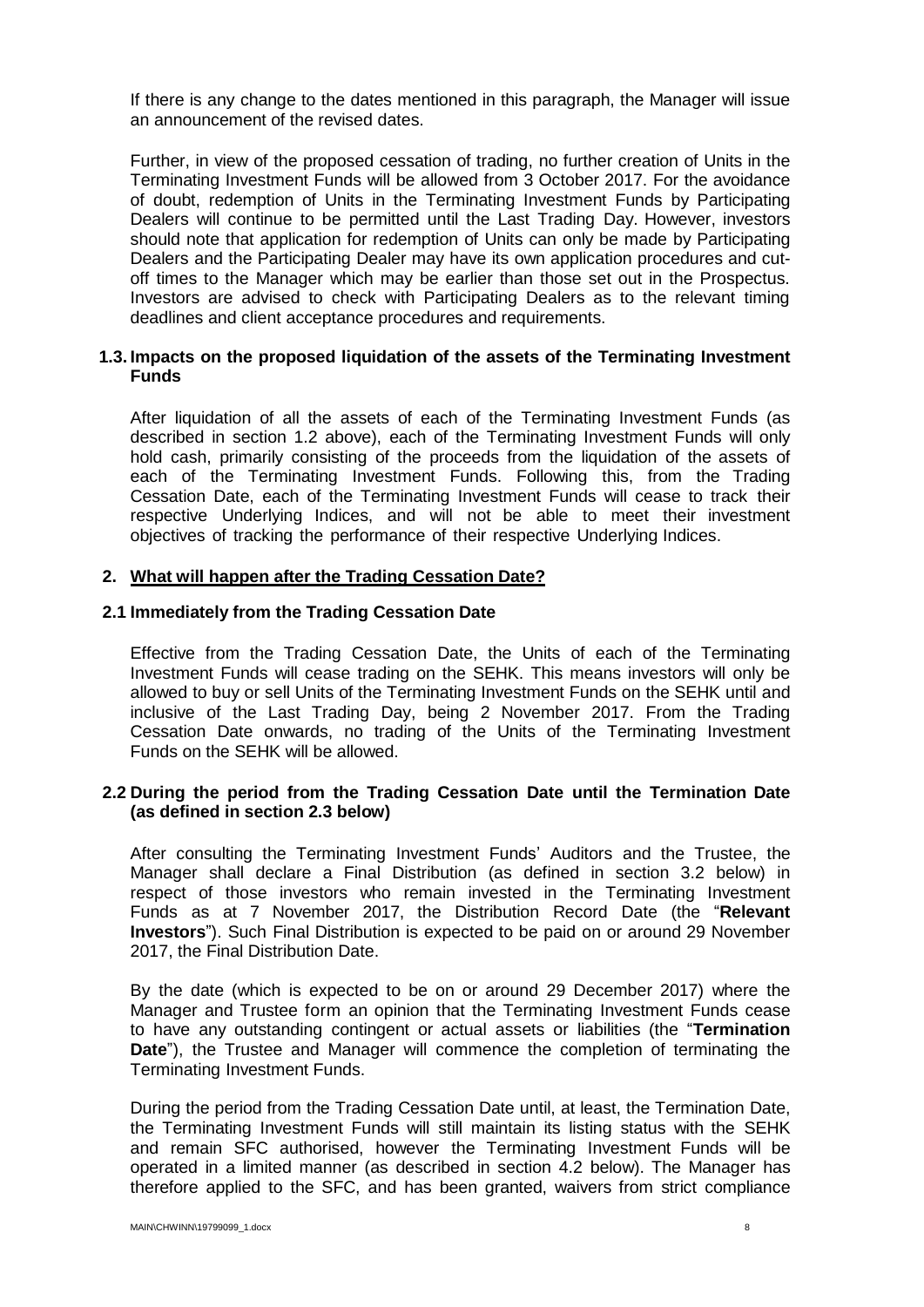If there is any change to the dates mentioned in this paragraph, the Manager will issue an announcement of the revised dates.

Further, in view of the proposed cessation of trading, no further creation of Units in the Terminating Investment Funds will be allowed from 3 October 2017. For the avoidance of doubt, redemption of Units in the Terminating Investment Funds by Participating Dealers will continue to be permitted until the Last Trading Day. However, investors should note that application for redemption of Units can only be made by Participating Dealers and the Participating Dealer may have its own application procedures and cut-off times to the Manager which may be earlier than those set out in the Prospectus. Investors are advised to check with Participating Dealers as to the relevant timing deadlines and client acceptance procedures and requirements.

### 1.3. Impacts on the proposed liquidation of the assets of the Terminating Investment Funds

After liquidation of all the assets of each of the Terminating Investment Funds (as described in section 1.2 above), each of the Terminating Investment Funds will only hold cash, primarily consisting of the proceeds from the liquidation of the assets of each of the Terminating Investment Funds. Following this, from the Trading Cessation Date, each of the Terminating Investment Funds will cease to track their respective Underlying Indices, and will not be able to meet their investment objectives of tracking the performance of their respective Underlying Indices.

## 2. <u>What will happen after the Trading Cessation Date?</u>

### 2.1 Immediately from the Trading Cessation Date

Effective from the Trading Cessation Date, the Units of each of the Terminating Investment Funds will cease trading on the SEHK. This means investors will only be allowed to buy or sell Units of the Terminating Investment Funds on the SEHK until and inclusive of the Last Trading Day, being 2 November 2017. From the Trading Cessation Date onwards, no trading of the Units of the Terminating Investment Funds on the SEHK will be allowed.

### 2.2 During the period from the Trading Cessation Date until the Termination Date (as defined in section 2.3 below)

After consulting the Terminating Investment Funds' Auditors and the Trustee, the Manager shall declare a Final Distribution (as defined in section 3.2 below) in respect of those investors who remain invested in the Terminating Investment Funds as at 7 November 2017, the Distribution Record Date (the "**Relevant Investors**"). Such Final Distribution is expected to be paid on or around 29 November 2017, the Final Distribution Date.

By the date (which is expected to be on or around 29 December 2017) where the Manager and Trustee form an opinion that the Terminating Investment Funds cease to have any outstanding contingent or actual assets or liabilities (the "**Termination Date**"), the Trustee and Manager will commence the completion of terminating the Terminating Investment Funds.

During the period from the Trading Cessation Date until, at least, the Termination Date, the Terminating Investment Funds will still maintain its listing status with the SEHK and remain SFC authorised, however the Terminating Investment Funds will be operated in a limited manner (as described in section 4.2 below). The Manager has therefore applied to the SFC, and has been granted, waivers from strict compliance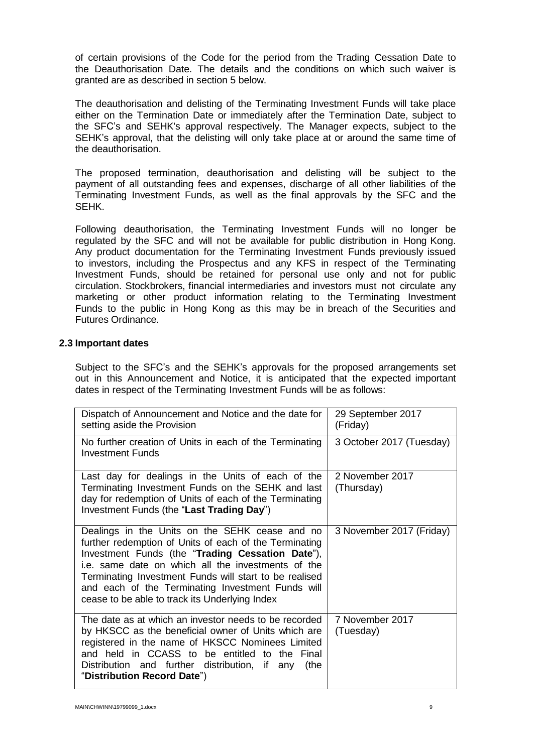of certain provisions of the Code for the period from the Trading Cessation Date to the Deauthorisation Date. The details and the conditions on which such waiver is granted are as described in section 5 below.

The deauthorisation and delisting of the Terminating Investment Funds will take place either on the Termination Date or immediately after the Termination Date, subject to the SFC's and SEHK's approval respectively. The Manager expects, subject to the SEHK's approval, that the delisting will only take place at or around the same time of the deauthorisation.

The proposed termination, deauthorisation and delisting will be subject to the payment of all outstanding fees and expenses, discharge of all other liabilities of the Terminating Investment Funds, as well as the final approvals by the SFC and the SEHK.

Following deauthorisation, the Terminating Investment Funds will no longer be regulated by the SFC and will not be available for public distribution in Hong Kong. Any product documentation for the Terminating Investment Funds previously issued to investors, including the Prospectus and any KFS in respect of the Terminating Investment Funds, should be retained for personal use only and not for public circulation. Stockbrokers, financial intermediaries and investors must not circulate any marketing or other product information relating to the Terminating Investment Funds to the public in Hong Kong as this may be in breach of the Securities and Futures Ordinance.

### 2.3 Important dates

Subject to the SFC's and the SEHK's approvals for the proposed arrangements set out in this Announcement and Notice, it is anticipated that the expected important dates in respect of the Terminating Investment Funds will be as follows:

| | |
|---|---|
| Dispatch of Announcement and Notice and the date for setting aside the Provision | 29 September 2017 (Friday) |
| No further creation of Units in each of the Terminating Investment Funds | 3 October 2017 (Tuesday) |
| Last day for dealings in the Units of each of the Terminating Investment Funds on the SEHK and last day for redemption of Units of each of the Terminating Investment Funds (the "**Last Trading Day**") | 2 November 2017 (Thursday) |
| Dealings in the Units on the SEHK cease and no further redemption of Units of each of the Terminating Investment Funds (the "**Trading Cessation Date**"), i.e. same date on which all the investments of the Terminating Investment Funds will start to be realised and each of the Terminating Investment Funds will cease to be able to track its Underlying Index | 3 November 2017 (Friday) |
| The date as at which an investor needs to be recorded by HKSCC as the beneficial owner of Units which are registered in the name of HKSCC Nominees Limited and held in CCASS to be entitled to the Final Distribution and further distribution, if any (the "**Distribution Record Date**") | 7 November 2017 (Tuesday) |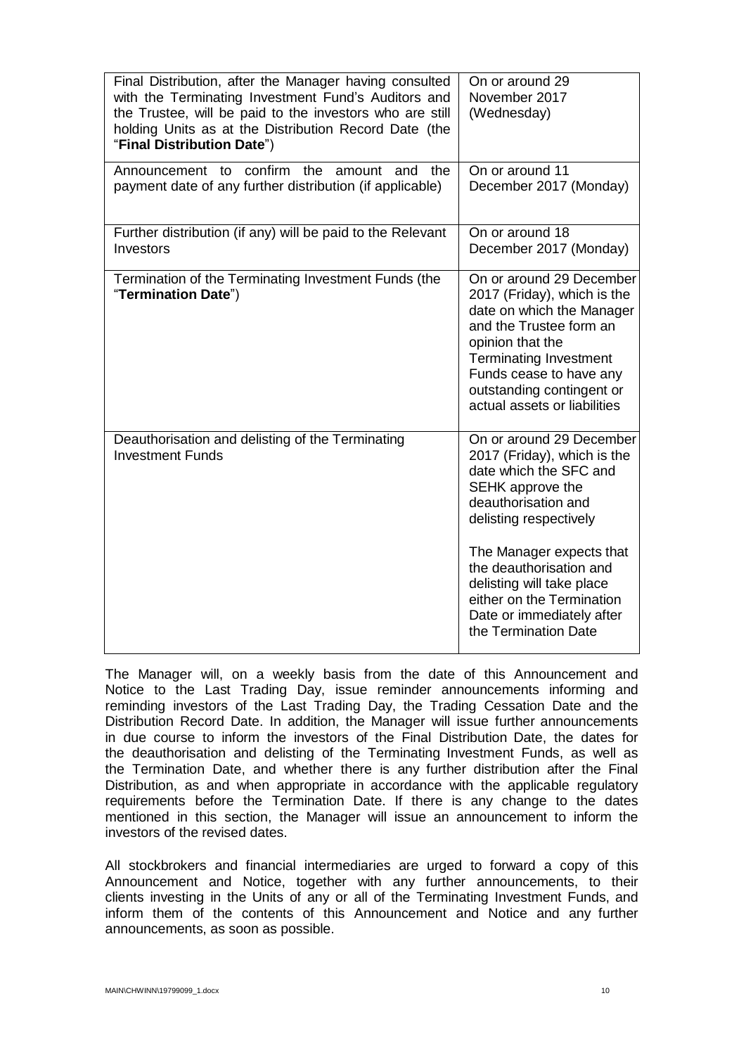| | |
|---|---|
| Final Distribution, after the Manager having consulted with the Terminating Investment Fund's Auditors and the Trustee, will be paid to the investors who are still holding Units as at the Distribution Record Date (the "**Final Distribution Date**") | On or around 29 November 2017 (Wednesday) |
| Announcement to confirm the amount and the payment date of any further distribution (if applicable) | On or around 11 December 2017 (Monday) |
| Further distribution (if any) will be paid to the Relevant Investors | On or around 18 December 2017 (Monday) |
| Termination of the Terminating Investment Funds (the "**Termination Date**") | On or around 29 December 2017 (Friday), which is the date on which the Manager and the Trustee form an opinion that the Terminating Investment Funds cease to have any outstanding contingent or actual assets or liabilities |
| Deauthorisation and delisting of the Terminating Investment Funds | On or around 29 December 2017 (Friday), which is the date which the SFC and SEHK approve the deauthorisation and delisting respectively<br><br>The Manager expects that the deauthorisation and delisting will take place either on the Termination Date or immediately after the Termination Date |

The Manager will, on a weekly basis from the date of this Announcement and Notice to the Last Trading Day, issue reminder announcements informing and reminding investors of the Last Trading Day, the Trading Cessation Date and the Distribution Record Date. In addition, the Manager will issue further announcements in due course to inform the investors of the Final Distribution Date, the dates for the deauthorisation and delisting of the Terminating Investment Funds, as well as the Termination Date, and whether there is any further distribution after the Final Distribution, as and when appropriate in accordance with the applicable regulatory requirements before the Termination Date. If there is any change to the dates mentioned in this section, the Manager will issue an announcement to inform the investors of the revised dates.

All stockbrokers and financial intermediaries are urged to forward a copy of this Announcement and Notice, together with any further announcements, to their clients investing in the Units of any or all of the Terminating Investment Funds, and inform them of the contents of this Announcement and Notice and any further announcements, as soon as possible.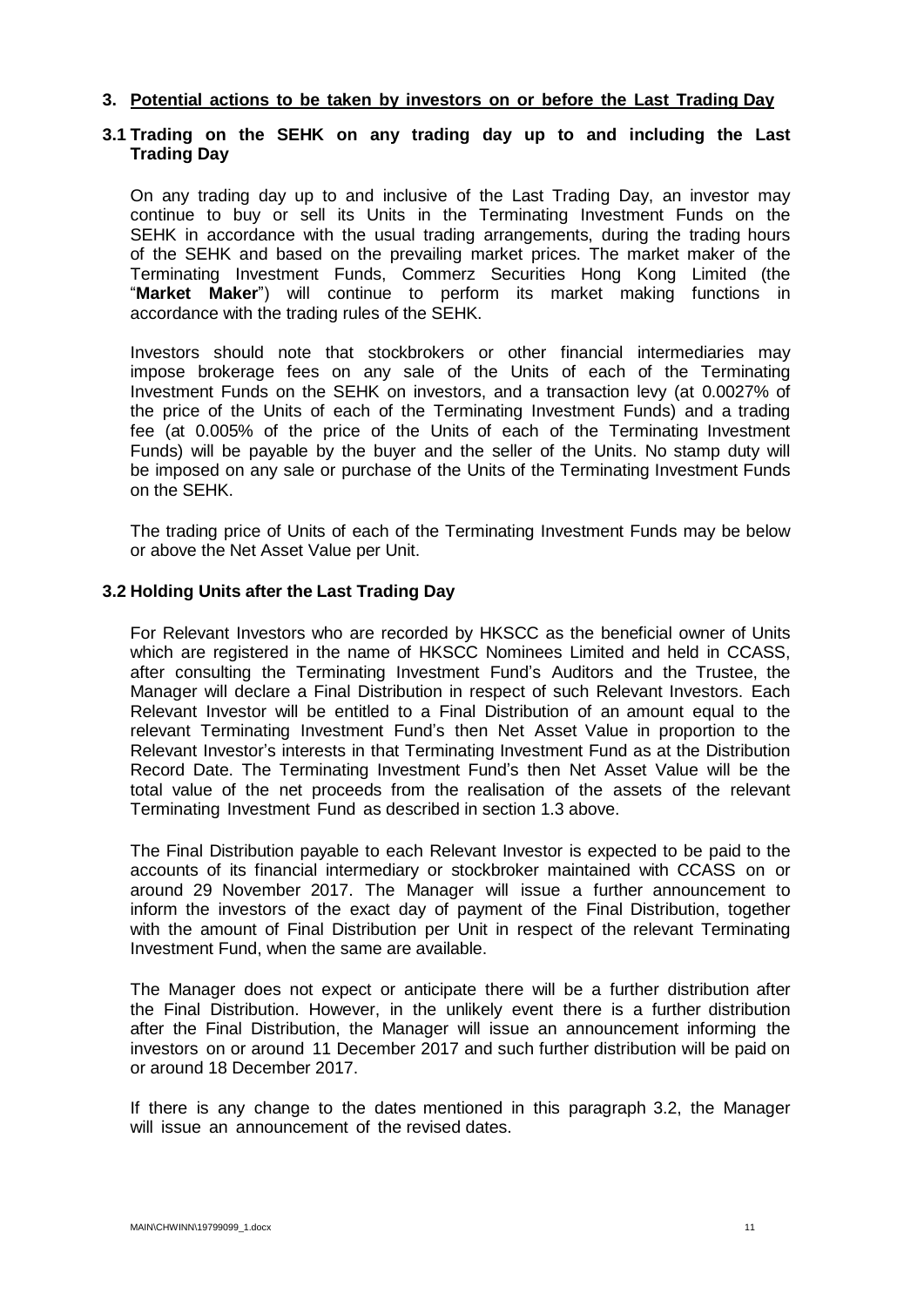## 3. Potential actions to be taken by investors on or before the Last Trading Day

### 3.1 Trading on the SEHK on any trading day up to and including the Last Trading Day

On any trading day up to and inclusive of the Last Trading Day, an investor may continue to buy or sell its Units in the Terminating Investment Funds on the SEHK in accordance with the usual trading arrangements, during the trading hours of the SEHK and based on the prevailing market prices. The market maker of the Terminating Investment Funds, Commerz Securities Hong Kong Limited (the "**Market Maker**") will continue to perform its market making functions in accordance with the trading rules of the SEHK.

Investors should note that stockbrokers or other financial intermediaries may impose brokerage fees on any sale of the Units of each of the Terminating Investment Funds on the SEHK on investors, and a transaction levy (at 0.0027% of the price of the Units of each of the Terminating Investment Funds) and a trading fee (at 0.005% of the price of the Units of each of the Terminating Investment Funds) will be payable by the buyer and the seller of the Units. No stamp duty will be imposed on any sale or purchase of the Units of the Terminating Investment Funds on the SEHK.

The trading price of Units of each of the Terminating Investment Funds may be below or above the Net Asset Value per Unit.

### 3.2 Holding Units after the Last Trading Day

For Relevant Investors who are recorded by HKSCC as the beneficial owner of Units which are registered in the name of HKSCC Nominees Limited and held in CCASS, after consulting the Terminating Investment Fund's Auditors and the Trustee, the Manager will declare a Final Distribution in respect of such Relevant Investors. Each Relevant Investor will be entitled to a Final Distribution of an amount equal to the relevant Terminating Investment Fund's then Net Asset Value in proportion to the Relevant Investor's interests in that Terminating Investment Fund as at the Distribution Record Date. The Terminating Investment Fund's then Net Asset Value will be the total value of the net proceeds from the realisation of the assets of the relevant Terminating Investment Fund as described in section 1.3 above.

The Final Distribution payable to each Relevant Investor is expected to be paid to the accounts of its financial intermediary or stockbroker maintained with CCASS on or around 29 November 2017. The Manager will issue a further announcement to inform the investors of the exact day of payment of the Final Distribution, together with the amount of Final Distribution per Unit in respect of the relevant Terminating Investment Fund, when the same are available.

The Manager does not expect or anticipate there will be a further distribution after the Final Distribution. However, in the unlikely event there is a further distribution after the Final Distribution, the Manager will issue an announcement informing the investors on or around 11 December 2017 and such further distribution will be paid on or around 18 December 2017.

If there is any change to the dates mentioned in this paragraph 3.2, the Manager will issue an announcement of the revised dates.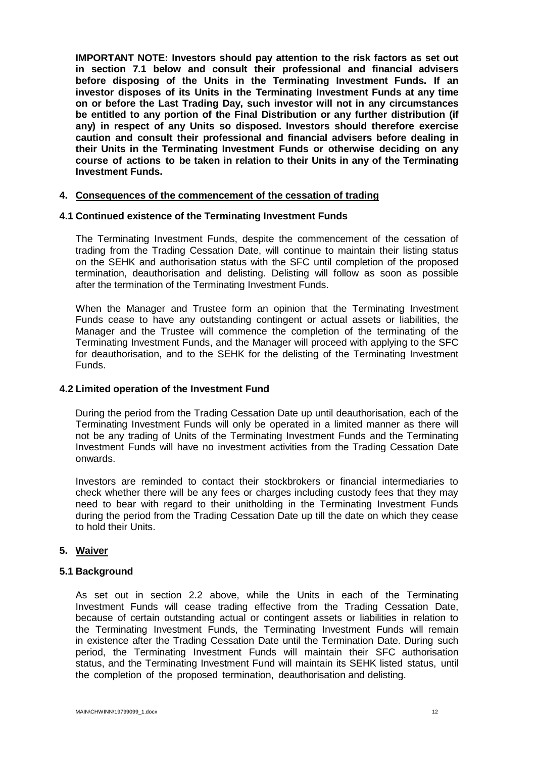**IMPORTANT NOTE: Investors should pay attention to the risk factors as set out in section 7.1 below and consult their professional and financial advisers before disposing of the Units in the Terminating Investment Funds. If an investor disposes of its Units in the Terminating Investment Funds at any time on or before the Last Trading Day, such investor will not in any circumstances be entitled to any portion of the Final Distribution or any further distribution (if any) in respect of any Units so disposed. Investors should therefore exercise caution and consult their professional and financial advisers before dealing in their Units in the Terminating Investment Funds or otherwise deciding on any course of actions to be taken in relation to their Units in any of the Terminating Investment Funds.**

## 4. Consequences of the commencement of the cessation of trading

### 4.1 Continued existence of the Terminating Investment Funds

The Terminating Investment Funds, despite the commencement of the cessation of trading from the Trading Cessation Date, will continue to maintain their listing status on the SEHK and authorisation status with the SFC until completion of the proposed termination, deauthorisation and delisting. Delisting will follow as soon as possible after the termination of the Terminating Investment Funds.

When the Manager and Trustee form an opinion that the Terminating Investment Funds cease to have any outstanding contingent or actual assets or liabilities, the Manager and the Trustee will commence the completion of the terminating of the Terminating Investment Funds, and the Manager will proceed with applying to the SFC for deauthorisation, and to the SEHK for the delisting of the Terminating Investment Funds.

### 4.2 Limited operation of the Investment Fund

During the period from the Trading Cessation Date up until deauthorisation, each of the Terminating Investment Funds will only be operated in a limited manner as there will not be any trading of Units of the Terminating Investment Funds and the Terminating Investment Funds will have no investment activities from the Trading Cessation Date onwards.

Investors are reminded to contact their stockbrokers or financial intermediaries to check whether there will be any fees or charges including custody fees that they may need to bear with regard to their unitholding in the Terminating Investment Funds during the period from the Trading Cessation Date up till the date on which they cease to hold their Units.

## 5. Waiver

### 5.1 Background

As set out in section 2.2 above, while the Units in each of the Terminating Investment Funds will cease trading effective from the Trading Cessation Date, because of certain outstanding actual or contingent assets or liabilities in relation to the Terminating Investment Funds, the Terminating Investment Funds will remain in existence after the Trading Cessation Date until the Termination Date. During such period, the Terminating Investment Funds will maintain their SFC authorisation status, and the Terminating Investment Fund will maintain its SEHK listed status, until the completion of the proposed termination, deauthorisation and delisting.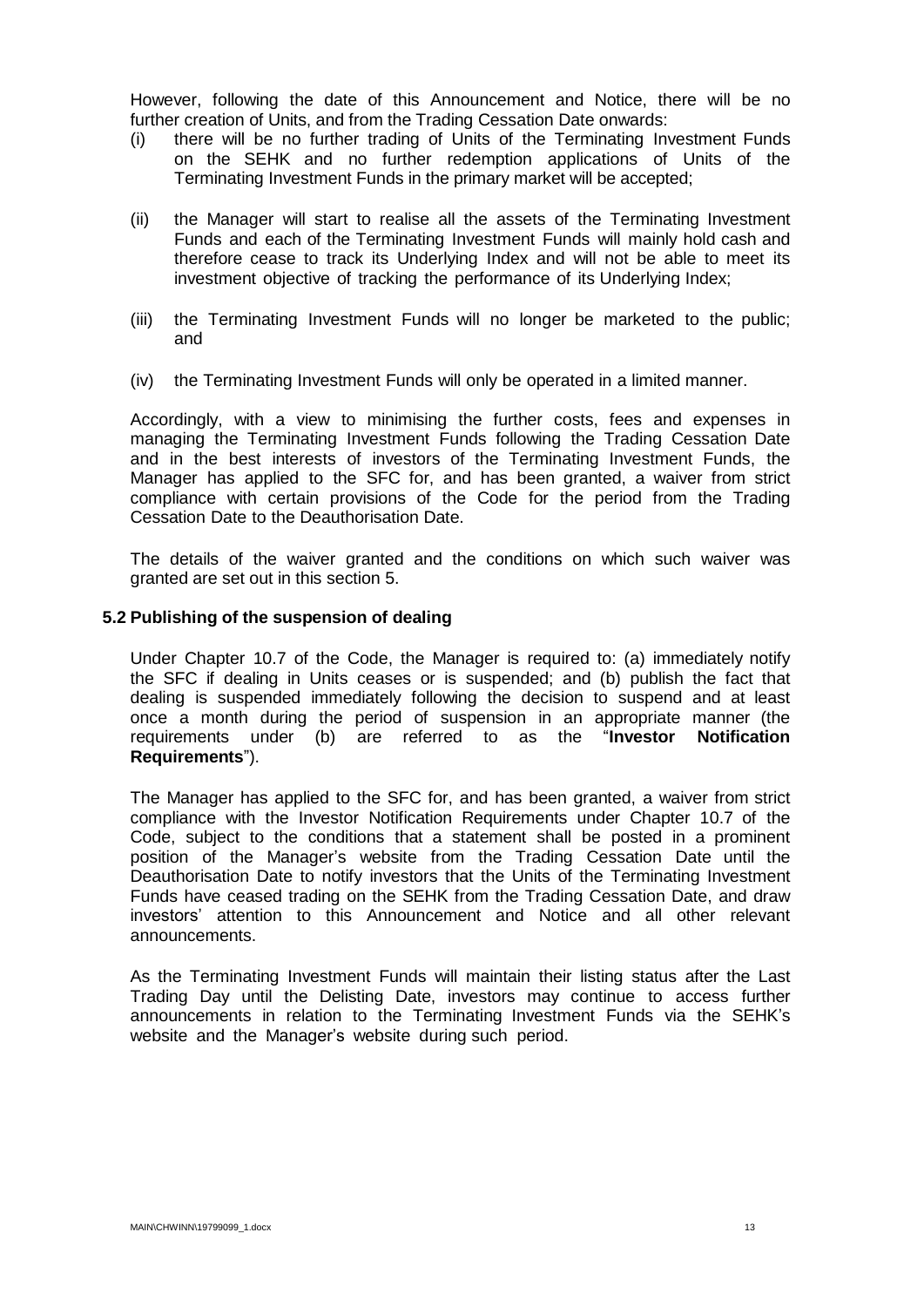However, following the date of this Announcement and Notice, there will be no further creation of Units, and from the Trading Cessation Date onwards:

(i) there will be no further trading of Units of the Terminating Investment Funds on the SEHK and no further redemption applications of Units of the Terminating Investment Funds in the primary market will be accepted;

(ii) the Manager will start to realise all the assets of the Terminating Investment Funds and each of the Terminating Investment Funds will mainly hold cash and therefore cease to track its Underlying Index and will not be able to meet its investment objective of tracking the performance of its Underlying Index;

(iii) the Terminating Investment Funds will no longer be marketed to the public; and

(iv) the Terminating Investment Funds will only be operated in a limited manner.

Accordingly, with a view to minimising the further costs, fees and expenses in managing the Terminating Investment Funds following the Trading Cessation Date and in the best interests of investors of the Terminating Investment Funds, the Manager has applied to the SFC for, and has been granted, a waiver from strict compliance with certain provisions of the Code for the period from the Trading Cessation Date to the Deauthorisation Date.

The details of the waiver granted and the conditions on which such waiver was granted are set out in this section 5.

### 5.2 Publishing of the suspension of dealing

Under Chapter 10.7 of the Code, the Manager is required to: (a) immediately notify the SFC if dealing in Units ceases or is suspended; and (b) publish the fact that dealing is suspended immediately following the decision to suspend and at least once a month during the period of suspension in an appropriate manner (the requirements under (b) are referred to as the "**Investor Notification Requirements**").

The Manager has applied to the SFC for, and has been granted, a waiver from strict compliance with the Investor Notification Requirements under Chapter 10.7 of the Code, subject to the conditions that a statement shall be posted in a prominent position of the Manager's website from the Trading Cessation Date until the Deauthorisation Date to notify investors that the Units of the Terminating Investment Funds have ceased trading on the SEHK from the Trading Cessation Date, and draw investors' attention to this Announcement and Notice and all other relevant announcements.

As the Terminating Investment Funds will maintain their listing status after the Last Trading Day until the Delisting Date, investors may continue to access further announcements in relation to the Terminating Investment Funds via the SEHK's website and the Manager's website during such period.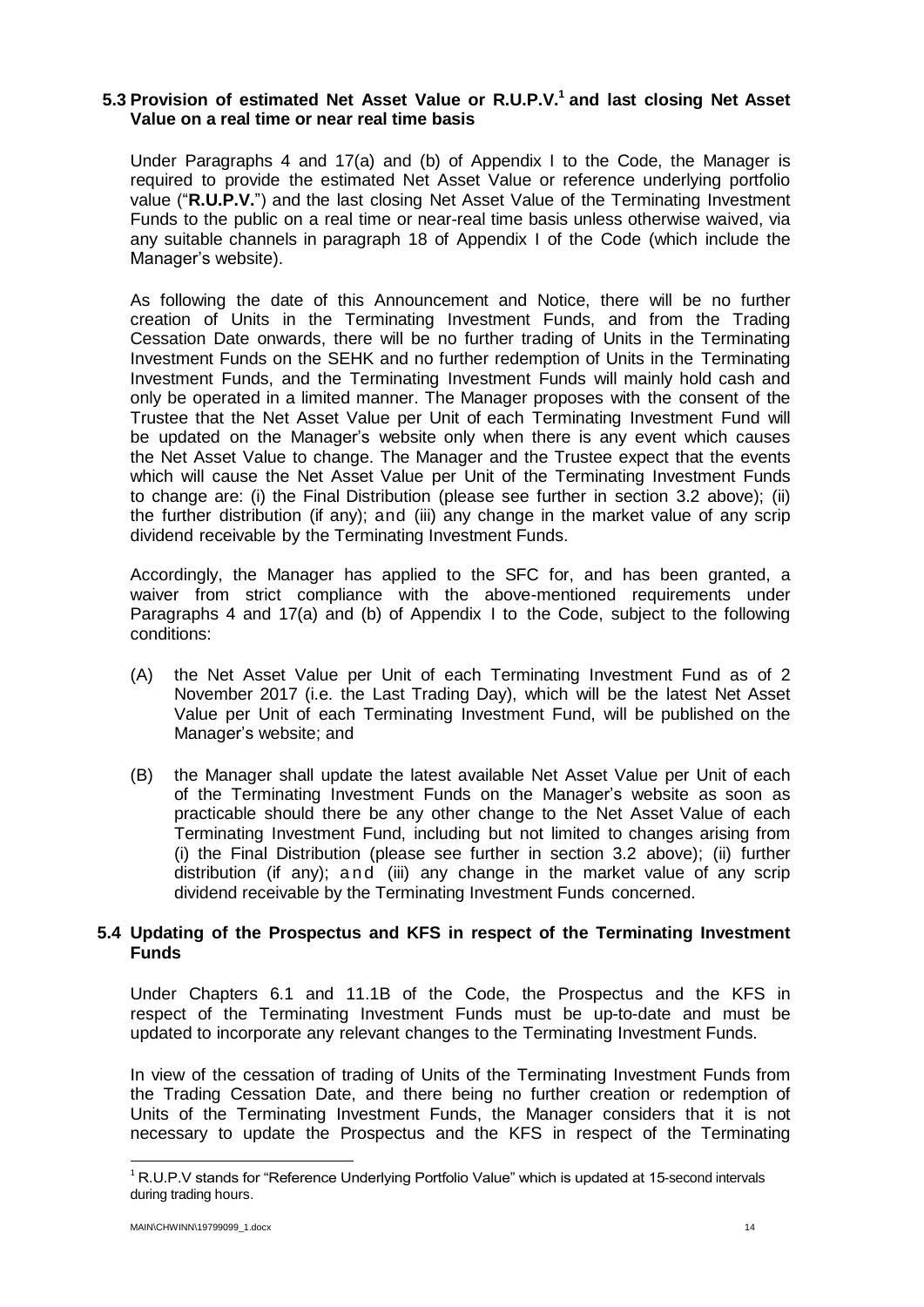### 5.3 Provision of estimated Net Asset Value or R.U.P.V.[1] and last closing Net Asset Value on a real time or near real time basis

Under Paragraphs 4 and 17(a) and (b) of Appendix I to the Code, the Manager is required to provide the estimated Net Asset Value or reference underlying portfolio value ("**R.U.P.V.**") and the last closing Net Asset Value of the Terminating Investment Funds to the public on a real time or near-real time basis unless otherwise waived, via any suitable channels in paragraph 18 of Appendix I of the Code (which include the Manager's website).

As following the date of this Announcement and Notice, there will be no further creation of Units in the Terminating Investment Funds, and from the Trading Cessation Date onwards, there will be no further trading of Units in the Terminating Investment Funds on the SEHK and no further redemption of Units in the Terminating Investment Funds, and the Terminating Investment Funds will mainly hold cash and only be operated in a limited manner. The Manager proposes with the consent of the Trustee that the Net Asset Value per Unit of each Terminating Investment Fund will be updated on the Manager's website only when there is any event which causes the Net Asset Value to change. The Manager and the Trustee expect that the events which will cause the Net Asset Value per Unit of the Terminating Investment Funds to change are: (i) the Final Distribution (please see further in section 3.2 above); (ii) the further distribution (if any); and (iii) any change in the market value of any scrip dividend receivable by the Terminating Investment Funds.

Accordingly, the Manager has applied to the SFC for, and has been granted, a waiver from strict compliance with the above-mentioned requirements under Paragraphs 4 and 17(a) and (b) of Appendix I to the Code, subject to the following conditions:

(A) the Net Asset Value per Unit of each Terminating Investment Fund as of 2 November 2017 (i.e. the Last Trading Day), which will be the latest Net Asset Value per Unit of each Terminating Investment Fund, will be published on the Manager's website; and

(B) the Manager shall update the latest available Net Asset Value per Unit of each of the Terminating Investment Funds on the Manager's website as soon as practicable should there be any other change to the Net Asset Value of each Terminating Investment Fund, including but not limited to changes arising from (i) the Final Distribution (please see further in section 3.2 above); (ii) further distribution (if any); and (iii) any change in the market value of any scrip dividend receivable by the Terminating Investment Funds concerned.

### 5.4 Updating of the Prospectus and KFS in respect of the Terminating Investment Funds

Under Chapters 6.1 and 11.1B of the Code, the Prospectus and the KFS in respect of the Terminating Investment Funds must be up-to-date and must be updated to incorporate any relevant changes to the Terminating Investment Funds.

In view of the cessation of trading of Units of the Terminating Investment Funds from the Trading Cessation Date, and there being no further creation or redemption of Units of the Terminating Investment Funds, the Manager considers that it is not necessary to update the Prospectus and the KFS in respect of the Terminating

---

[1] R.U.P.V stands for "Reference Underlying Portfolio Value" which is updated at 15-second intervals during trading hours.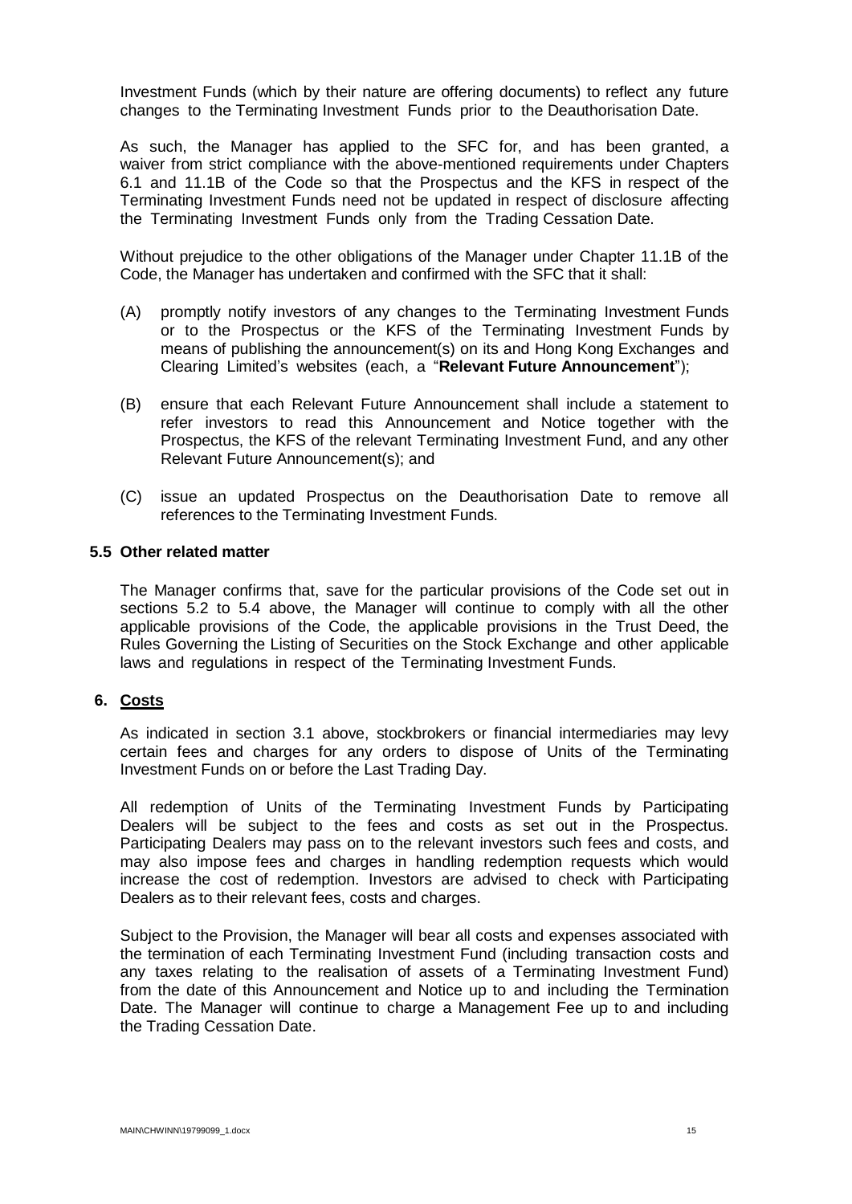Investment Funds (which by their nature are offering documents) to reflect any future changes to the Terminating Investment Funds prior to the Deauthorisation Date.

As such, the Manager has applied to the SFC for, and has been granted, a waiver from strict compliance with the above-mentioned requirements under Chapters 6.1 and 11.1B of the Code so that the Prospectus and the KFS in respect of the Terminating Investment Funds need not be updated in respect of disclosure affecting the Terminating Investment Funds only from the Trading Cessation Date.

Without prejudice to the other obligations of the Manager under Chapter 11.1B of the Code, the Manager has undertaken and confirmed with the SFC that it shall:

(A) promptly notify investors of any changes to the Terminating Investment Funds or to the Prospectus or the KFS of the Terminating Investment Funds by means of publishing the announcement(s) on its and Hong Kong Exchanges and Clearing Limited's websites (each, a "**Relevant Future Announcement**");

(B) ensure that each Relevant Future Announcement shall include a statement to refer investors to read this Announcement and Notice together with the Prospectus, the KFS of the relevant Terminating Investment Fund, and any other Relevant Future Announcement(s); and

(C) issue an updated Prospectus on the Deauthorisation Date to remove all references to the Terminating Investment Funds.

### 5.5 Other related matter

The Manager confirms that, save for the particular provisions of the Code set out in sections 5.2 to 5.4 above, the Manager will continue to comply with all the other applicable provisions of the Code, the applicable provisions in the Trust Deed, the Rules Governing the Listing of Securities on the Stock Exchange and other applicable laws and regulations in respect of the Terminating Investment Funds.

## 6. Costs

As indicated in section 3.1 above, stockbrokers or financial intermediaries may levy certain fees and charges for any orders to dispose of Units of the Terminating Investment Funds on or before the Last Trading Day.

All redemption of Units of the Terminating Investment Funds by Participating Dealers will be subject to the fees and costs as set out in the Prospectus. Participating Dealers may pass on to the relevant investors such fees and costs, and may also impose fees and charges in handling redemption requests which would increase the cost of redemption. Investors are advised to check with Participating Dealers as to their relevant fees, costs and charges.

Subject to the Provision, the Manager will bear all costs and expenses associated with the termination of each Terminating Investment Fund (including transaction costs and any taxes relating to the realisation of assets of a Terminating Investment Fund) from the date of this Announcement and Notice up to and including the Termination Date. The Manager will continue to charge a Management Fee up to and including the Trading Cessation Date.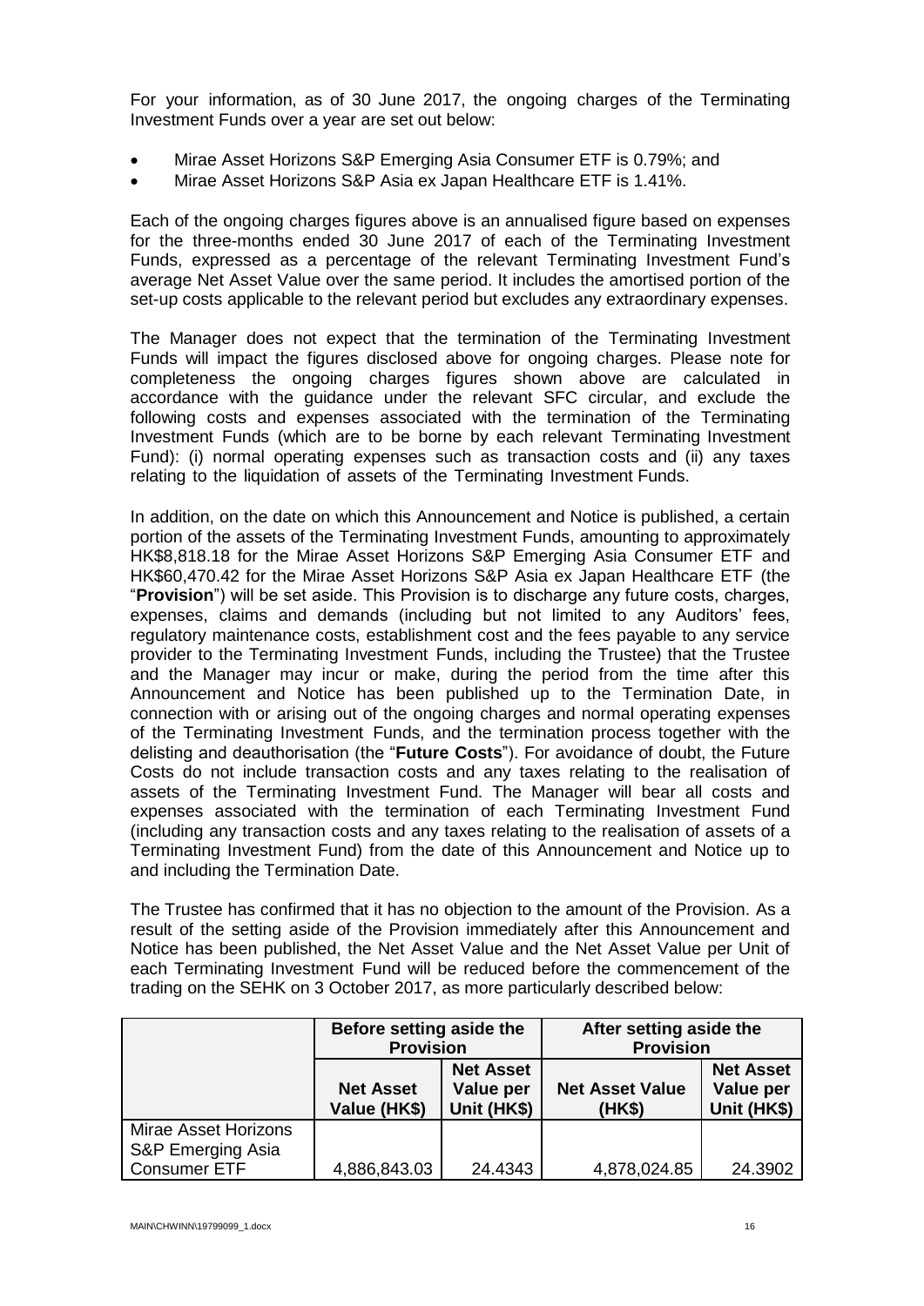For your information, as of 30 June 2017, the ongoing charges of the Terminating Investment Funds over a year are set out below:

- Mirae Asset Horizons S&P Emerging Asia Consumer ETF is 0.79%; and
- Mirae Asset Horizons S&P Asia ex Japan Healthcare ETF is 1.41%.

Each of the ongoing charges figures above is an annualised figure based on expenses for the three-months ended 30 June 2017 of each of the Terminating Investment Funds, expressed as a percentage of the relevant Terminating Investment Fund's average Net Asset Value over the same period. It includes the amortised portion of the set-up costs applicable to the relevant period but excludes any extraordinary expenses.

The Manager does not expect that the termination of the Terminating Investment Funds will impact the figures disclosed above for ongoing charges. Please note for completeness the ongoing charges figures shown above are calculated in accordance with the guidance under the relevant SFC circular, and exclude the following costs and expenses associated with the termination of the Terminating Investment Funds (which are to be borne by each relevant Terminating Investment Fund): (i) normal operating expenses such as transaction costs and (ii) any taxes relating to the liquidation of assets of the Terminating Investment Funds.

In addition, on the date on which this Announcement and Notice is published, a certain portion of the assets of the Terminating Investment Funds, amounting to approximately HK$8,818.18 for the Mirae Asset Horizons S&P Emerging Asia Consumer ETF and HK$60,470.42 for the Mirae Asset Horizons S&P Asia ex Japan Healthcare ETF (the "**Provision**") will be set aside. This Provision is to discharge any future costs, charges, expenses, claims and demands (including but not limited to any Auditors' fees, regulatory maintenance costs, establishment cost and the fees payable to any service provider to the Terminating Investment Funds, including the Trustee) that the Trustee and the Manager may incur or make, during the period from the time after this Announcement and Notice has been published up to the Termination Date, in connection with or arising out of the ongoing charges and normal operating expenses of the Terminating Investment Funds, and the termination process together with the delisting and deauthorisation (the "**Future Costs**"). For avoidance of doubt, the Future Costs do not include transaction costs and any taxes relating to the realisation of assets of the Terminating Investment Fund. The Manager will bear all costs and expenses associated with the termination of each Terminating Investment Fund (including any transaction costs and any taxes relating to the realisation of assets of a Terminating Investment Fund) from the date of this Announcement and Notice up to and including the Termination Date.

The Trustee has confirmed that it has no objection to the amount of the Provision. As a result of the setting aside of the Provision immediately after this Announcement and Notice has been published, the Net Asset Value and the Net Asset Value per Unit of each Terminating Investment Fund will be reduced before the commencement of the trading on the SEHK on 3 October 2017, as more particularly described below:

| | **Before setting aside the Provision** | | **After setting aside the Provision** | |
|---|---|---|---|---|
| | **Net Asset Value (HK$)** | **Net Asset Value per Unit (HK$)** | **Net Asset Value (HK$)** | **Net Asset Value per Unit (HK$)** |
| Mirae Asset Horizons S&P Emerging Asia Consumer ETF | 4,886,843.03 | 24.4343 | 4,878,024.85 | 24.3902 |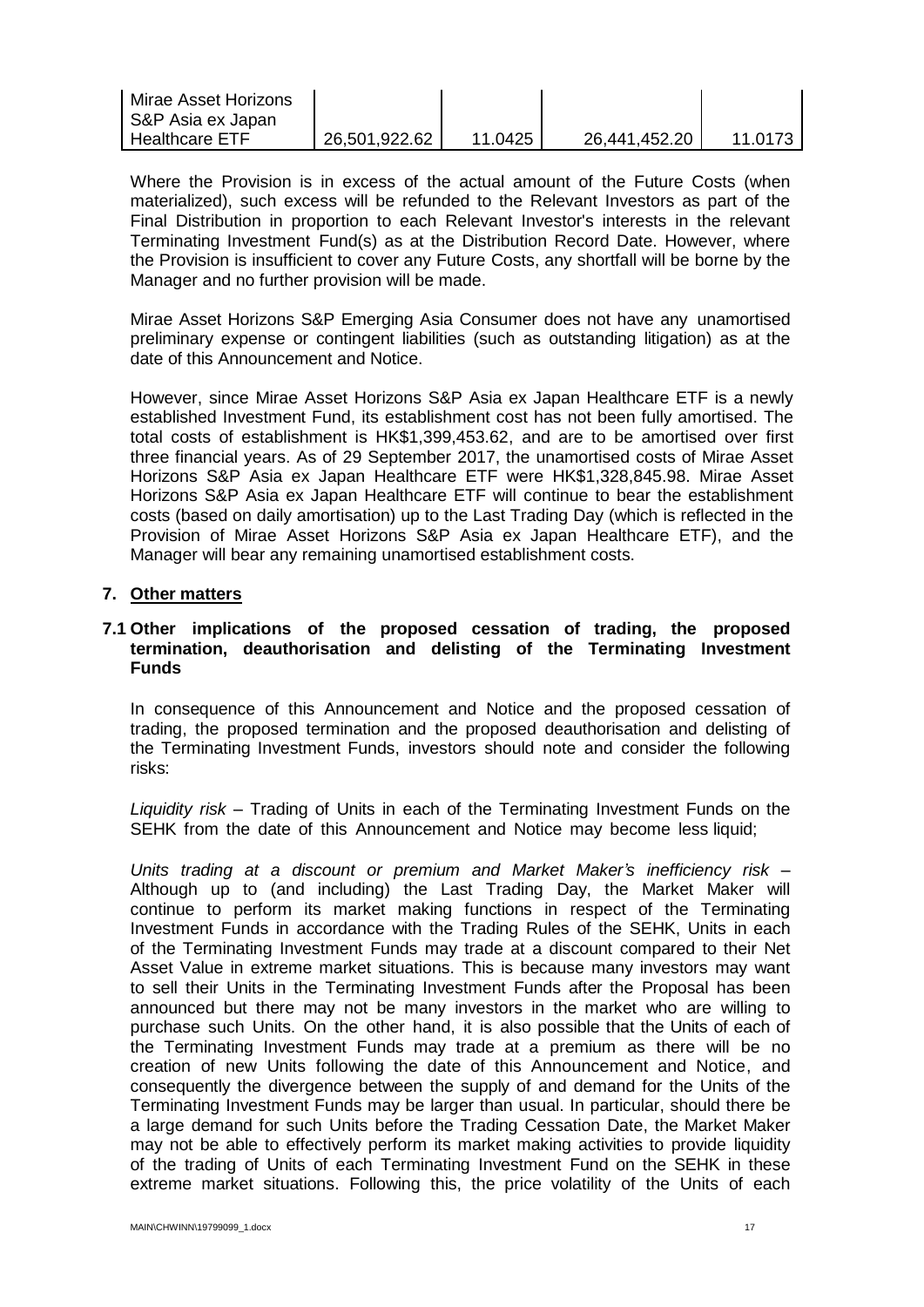| Mirae Asset Horizons S&P Asia ex Japan Healthcare ETF | 26,501,922.62 | 11.0425 | 26,441,452.20 | 11.0173 |
|---|---|---|---|---|

Where the Provision is in excess of the actual amount of the Future Costs (when materialized), such excess will be refunded to the Relevant Investors as part of the Final Distribution in proportion to each Relevant Investor's interests in the relevant Terminating Investment Fund(s) as at the Distribution Record Date. However, where the Provision is insufficient to cover any Future Costs, any shortfall will be borne by the Manager and no further provision will be made.

Mirae Asset Horizons S&P Emerging Asia Consumer does not have any unamortised preliminary expense or contingent liabilities (such as outstanding litigation) as at the date of this Announcement and Notice.

However, since Mirae Asset Horizons S&P Asia ex Japan Healthcare ETF is a newly established Investment Fund, its establishment cost has not been fully amortised. The total costs of establishment is HK$1,399,453.62, and are to be amortised over first three financial years. As of 29 September 2017, the unamortised costs of Mirae Asset Horizons S&P Asia ex Japan Healthcare ETF were HK$1,328,845.98. Mirae Asset Horizons S&P Asia ex Japan Healthcare ETF will continue to bear the establishment costs (based on daily amortisation) up to the Last Trading Day (which is reflected in the Provision of Mirae Asset Horizons S&P Asia ex Japan Healthcare ETF), and the Manager will bear any remaining unamortised establishment costs.

## 7. Other matters

### 7.1 Other implications of the proposed cessation of trading, the proposed termination, deauthorisation and delisting of the Terminating Investment Funds

In consequence of this Announcement and Notice and the proposed cessation of trading, the proposed termination and the proposed deauthorisation and delisting of the Terminating Investment Funds, investors should note and consider the following risks:

*Liquidity risk* – Trading of Units in each of the Terminating Investment Funds on the SEHK from the date of this Announcement and Notice may become less liquid;

*Units trading at a discount or premium and Market Maker's inefficiency risk* – Although up to (and including) the Last Trading Day, the Market Maker will continue to perform its market making functions in respect of the Terminating Investment Funds in accordance with the Trading Rules of the SEHK, Units in each of the Terminating Investment Funds may trade at a discount compared to their Net Asset Value in extreme market situations. This is because many investors may want to sell their Units in the Terminating Investment Funds after the Proposal has been announced but there may not be many investors in the market who are willing to purchase such Units. On the other hand, it is also possible that the Units of each of the Terminating Investment Funds may trade at a premium as there will be no creation of new Units following the date of this Announcement and Notice, and consequently the divergence between the supply of and demand for the Units of the Terminating Investment Funds may be larger than usual. In particular, should there be a large demand for such Units before the Trading Cessation Date, the Market Maker may not be able to effectively perform its market making activities to provide liquidity of the trading of Units of each Terminating Investment Fund on the SEHK in these extreme market situations. Following this, the price volatility of the Units of each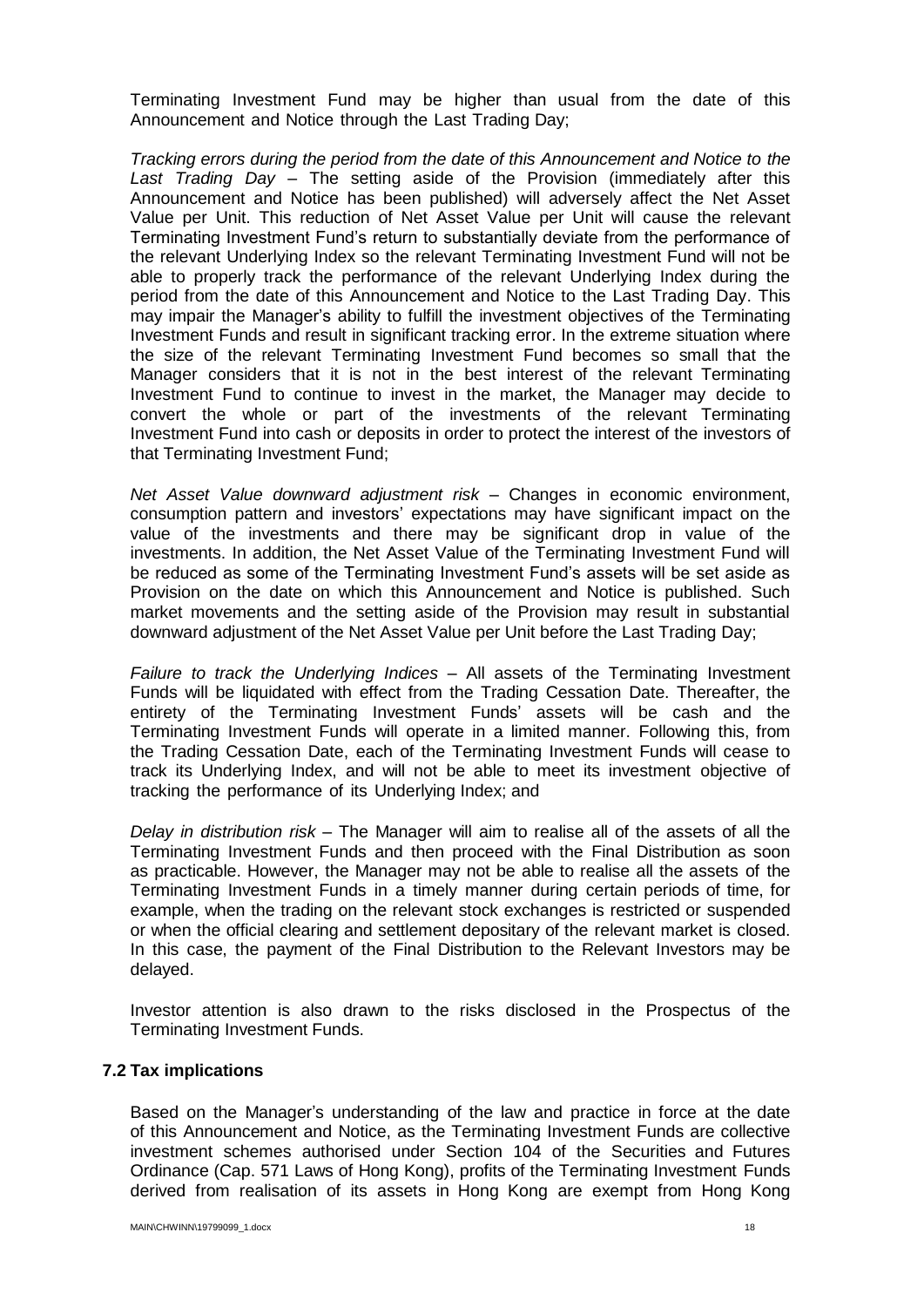Terminating Investment Fund may be higher than usual from the date of this Announcement and Notice through the Last Trading Day;

*Tracking errors during the period from the date of this Announcement and Notice to the Last Trading Day* – The setting aside of the Provision (immediately after this Announcement and Notice has been published) will adversely affect the Net Asset Value per Unit. This reduction of Net Asset Value per Unit will cause the relevant Terminating Investment Fund's return to substantially deviate from the performance of the relevant Underlying Index so the relevant Terminating Investment Fund will not be able to properly track the performance of the relevant Underlying Index during the period from the date of this Announcement and Notice to the Last Trading Day. This may impair the Manager's ability to fulfill the investment objectives of the Terminating Investment Funds and result in significant tracking error. In the extreme situation where the size of the relevant Terminating Investment Fund becomes so small that the Manager considers that it is not in the best interest of the relevant Terminating Investment Fund to continue to invest in the market, the Manager may decide to convert the whole or part of the investments of the relevant Terminating Investment Fund into cash or deposits in order to protect the interest of the investors of that Terminating Investment Fund;

*Net Asset Value downward adjustment risk* – Changes in economic environment, consumption pattern and investors' expectations may have significant impact on the value of the investments and there may be significant drop in value of the investments. In addition, the Net Asset Value of the Terminating Investment Fund will be reduced as some of the Terminating Investment Fund's assets will be set aside as Provision on the date on which this Announcement and Notice is published. Such market movements and the setting aside of the Provision may result in substantial downward adjustment of the Net Asset Value per Unit before the Last Trading Day;

*Failure to track the Underlying Indices* – All assets of the Terminating Investment Funds will be liquidated with effect from the Trading Cessation Date. Thereafter, the entirety of the Terminating Investment Funds' assets will be cash and the Terminating Investment Funds will operate in a limited manner. Following this, from the Trading Cessation Date, each of the Terminating Investment Funds will cease to track its Underlying Index, and will not be able to meet its investment objective of tracking the performance of its Underlying Index; and

*Delay in distribution risk* – The Manager will aim to realise all of the assets of all the Terminating Investment Funds and then proceed with the Final Distribution as soon as practicable. However, the Manager may not be able to realise all the assets of the Terminating Investment Funds in a timely manner during certain periods of time, for example, when the trading on the relevant stock exchanges is restricted or suspended or when the official clearing and settlement depositary of the relevant market is closed. In this case, the payment of the Final Distribution to the Relevant Investors may be delayed.

Investor attention is also drawn to the risks disclosed in the Prospectus of the Terminating Investment Funds.

### 7.2 Tax implications

Based on the Manager's understanding of the law and practice in force at the date of this Announcement and Notice, as the Terminating Investment Funds are collective investment schemes authorised under Section 104 of the Securities and Futures Ordinance (Cap. 571 Laws of Hong Kong), profits of the Terminating Investment Funds derived from realisation of its assets in Hong Kong are exempt from Hong Kong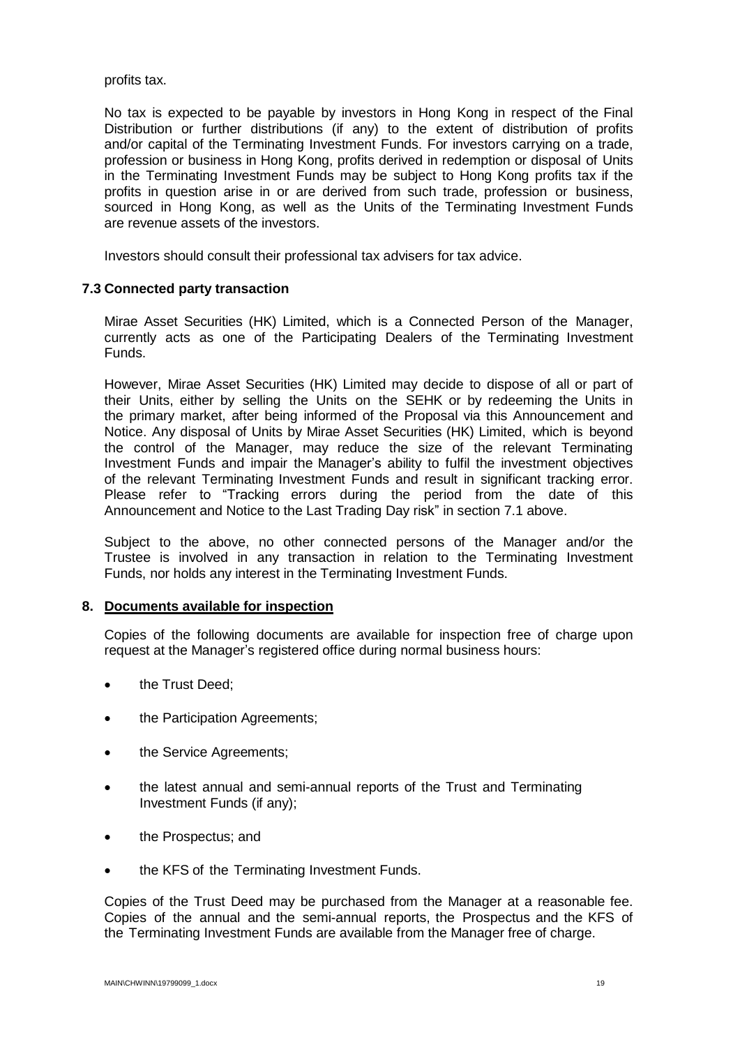profits tax.

No tax is expected to be payable by investors in Hong Kong in respect of the Final Distribution or further distributions (if any) to the extent of distribution of profits and/or capital of the Terminating Investment Funds. For investors carrying on a trade, profession or business in Hong Kong, profits derived in redemption or disposal of Units in the Terminating Investment Funds may be subject to Hong Kong profits tax if the profits in question arise in or are derived from such trade, profession or business, sourced in Hong Kong, as well as the Units of the Terminating Investment Funds are revenue assets of the investors.

Investors should consult their professional tax advisers for tax advice.

### 7.3 Connected party transaction

Mirae Asset Securities (HK) Limited, which is a Connected Person of the Manager, currently acts as one of the Participating Dealers of the Terminating Investment Funds.

However, Mirae Asset Securities (HK) Limited may decide to dispose of all or part of their Units, either by selling the Units on the SEHK or by redeeming the Units in the primary market, after being informed of the Proposal via this Announcement and Notice. Any disposal of Units by Mirae Asset Securities (HK) Limited, which is beyond the control of the Manager, may reduce the size of the relevant Terminating Investment Funds and impair the Manager's ability to fulfil the investment objectives of the relevant Terminating Investment Funds and result in significant tracking error. Please refer to "Tracking errors during the period from the date of this Announcement and Notice to the Last Trading Day risk" in section 7.1 above.

Subject to the above, no other connected persons of the Manager and/or the Trustee is involved in any transaction in relation to the Terminating Investment Funds, nor holds any interest in the Terminating Investment Funds.

## 8. Documents available for inspection

Copies of the following documents are available for inspection free of charge upon request at the Manager's registered office during normal business hours:

- the Trust Deed;
- the Participation Agreements;
- the Service Agreements;
- the latest annual and semi-annual reports of the Trust and Terminating Investment Funds (if any);
- the Prospectus; and
- the KFS of the Terminating Investment Funds.

Copies of the Trust Deed may be purchased from the Manager at a reasonable fee. Copies of the annual and the semi-annual reports, the Prospectus and the KFS of the Terminating Investment Funds are available from the Manager free of charge.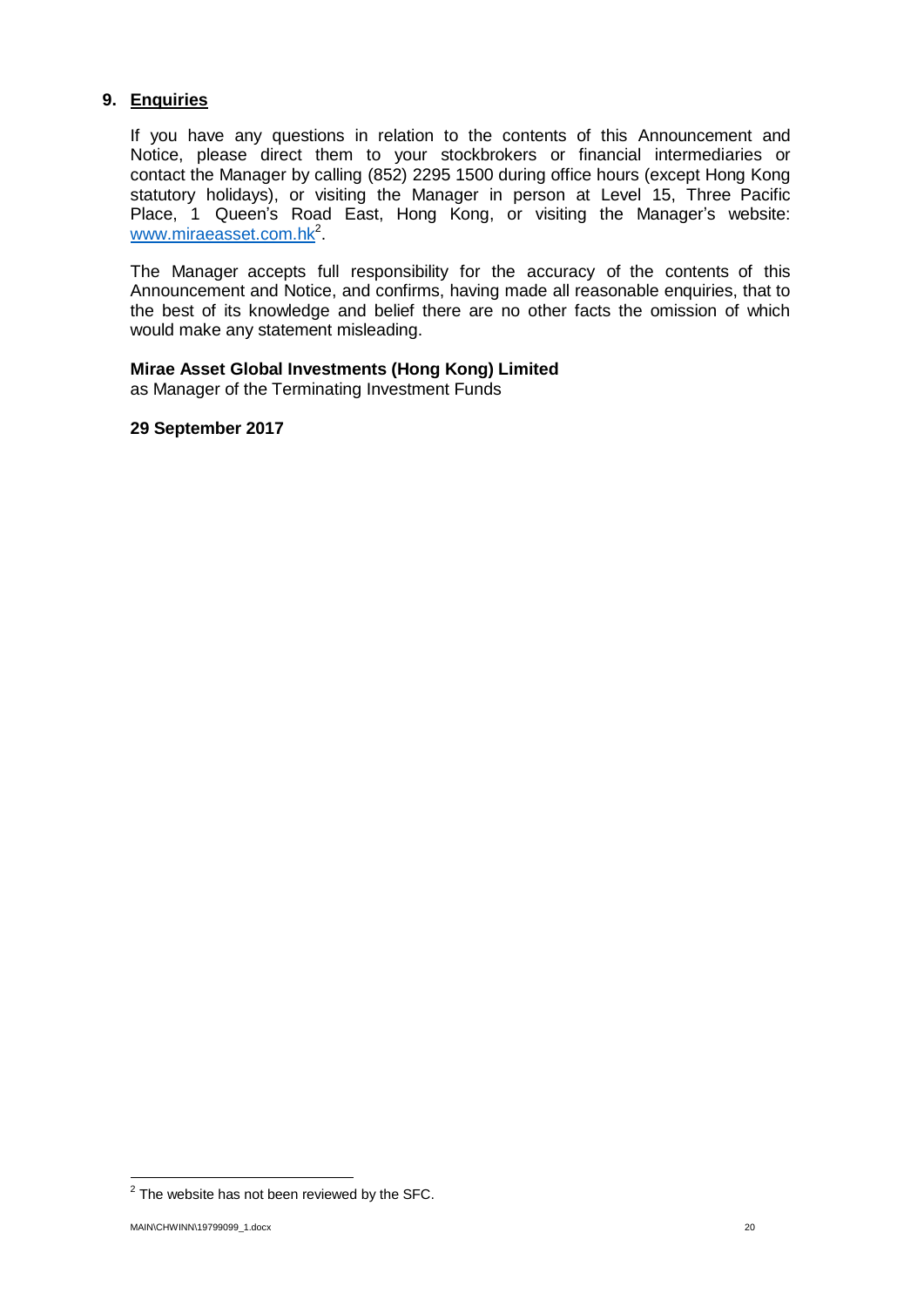## 9. Enquiries

If you have any questions in relation to the contents of this Announcement and Notice, please direct them to your stockbrokers or financial intermediaries or contact the Manager by calling (852) 2295 1500 during office hours (except Hong Kong statutory holidays), or visiting the Manager in person at Level 15, Three Pacific Place, 1 Queen's Road East, Hong Kong, or visiting the Manager's website: www.miraeasset.com.hk[2].

The Manager accepts full responsibility for the accuracy of the contents of this Announcement and Notice, and confirms, having made all reasonable enquiries, that to the best of its knowledge and belief there are no other facts the omission of which would make any statement misleading.

**Mirae Asset Global Investments (Hong Kong) Limited**
as Manager of the Terminating Investment Funds

**29 September 2017**

[2] The website has not been reviewed by the SFC.